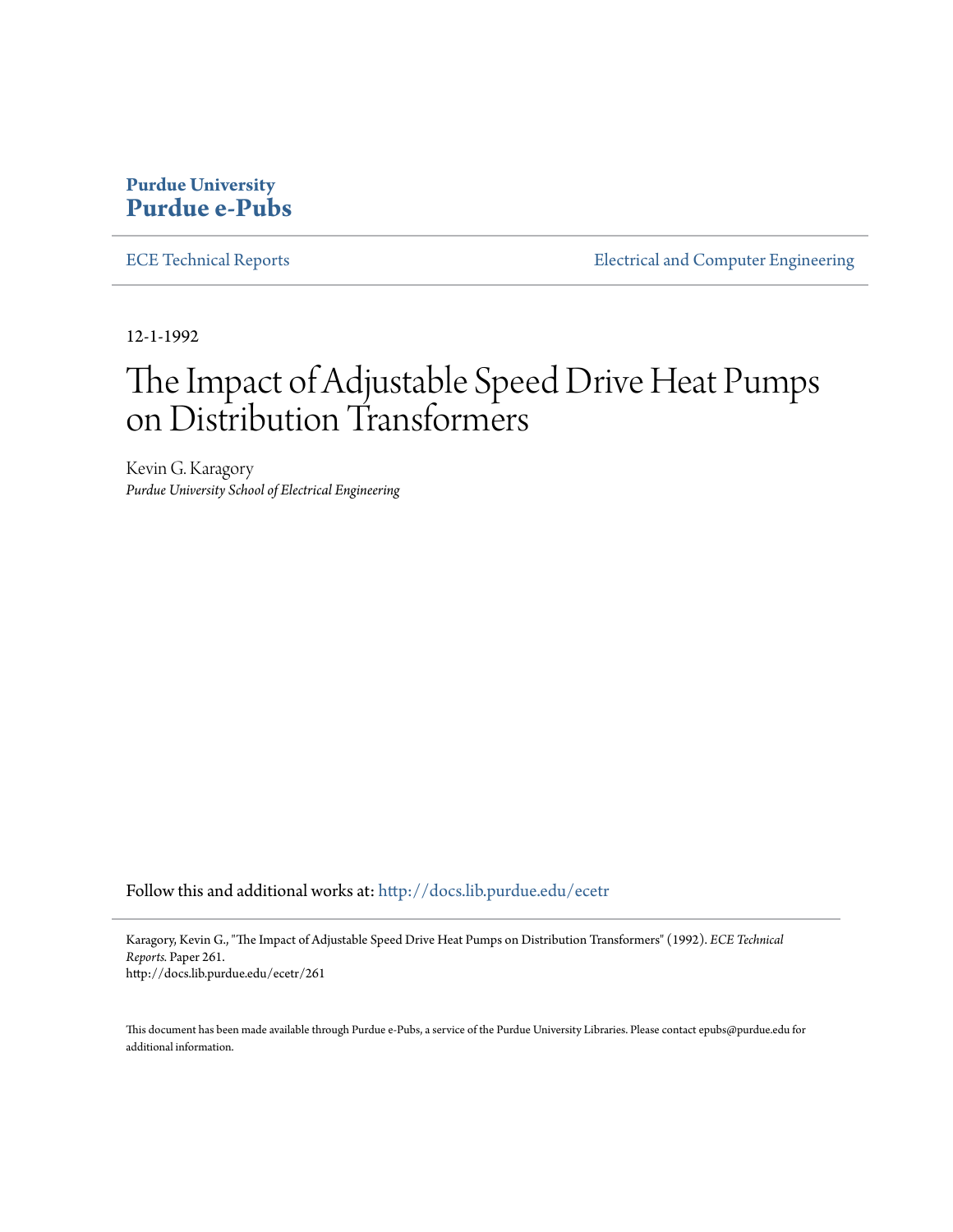**Purdue University**
**Purdue e-Pubs**

ECE Technical Reports | Electrical and Computer Engineering

12-1-1992

# The Impact of Adjustable Speed Drive Heat Pumps on Distribution Transformers

Kevin G. Karagory
*Purdue University School of Electrical Engineering*

Follow this and additional works at: http://docs.lib.purdue.edu/ecetr

Karagory, Kevin G., "The Impact of Adjustable Speed Drive Heat Pumps on Distribution Transformers" (1992). *ECE Technical Reports.* Paper 261.
http://docs.lib.purdue.edu/ecetr/261

This document has been made available through Purdue e-Pubs, a service of the Purdue University Libraries. Please contact epubs@purdue.edu for additional information.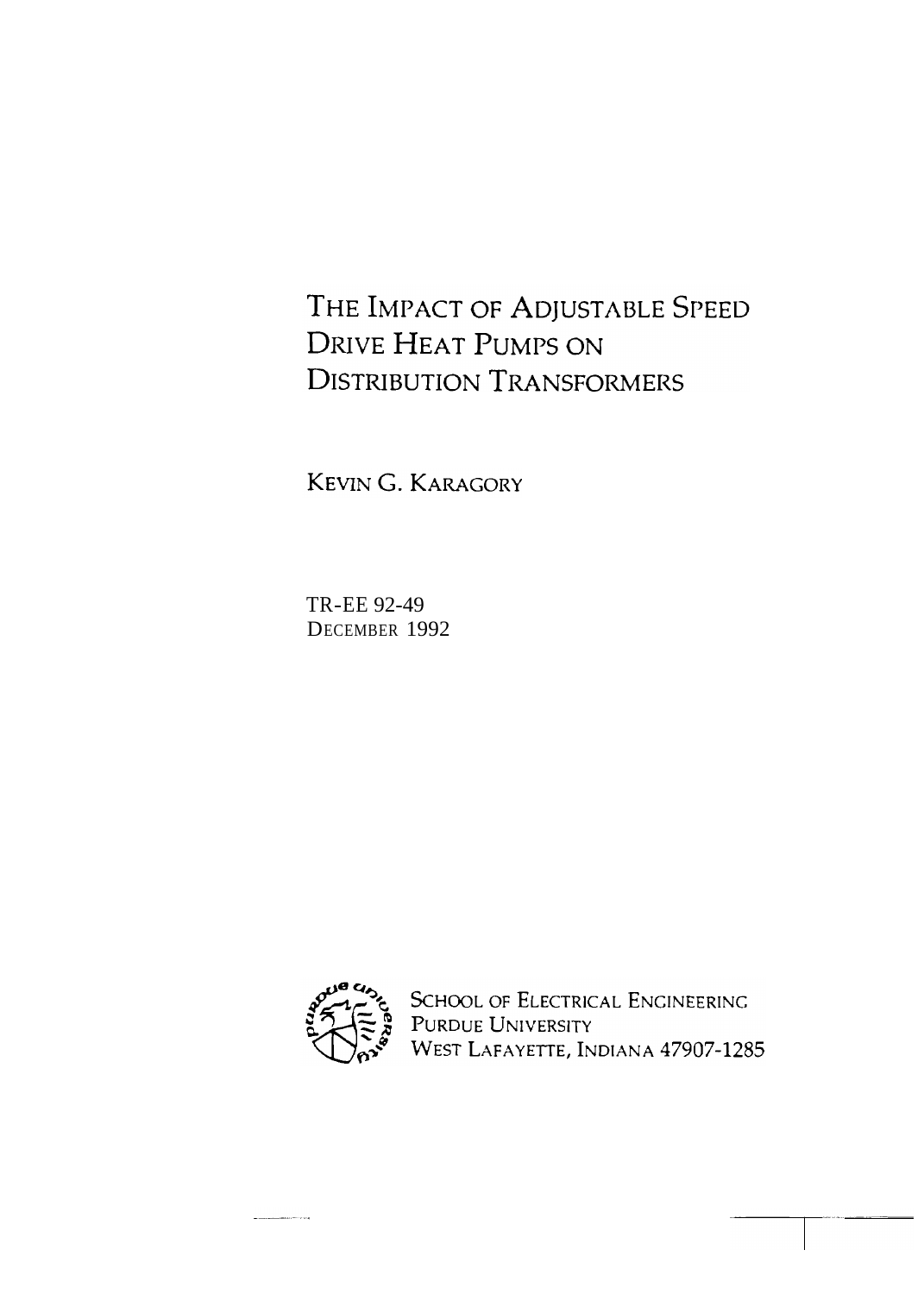# THE IMPACT OF ADJUSTABLE SPEED DRIVE HEAT PUMPS ON DISTRIBUTION TRANSFORMERS

KEVIN G. KARAGORY

TR-EE 92-49
DECEMBER 1992

SCHOOL OF ELECTRICAL ENGINEERING
PURDUE UNIVERSITY
WEST LAFAYETTE, INDIANA 47907-1285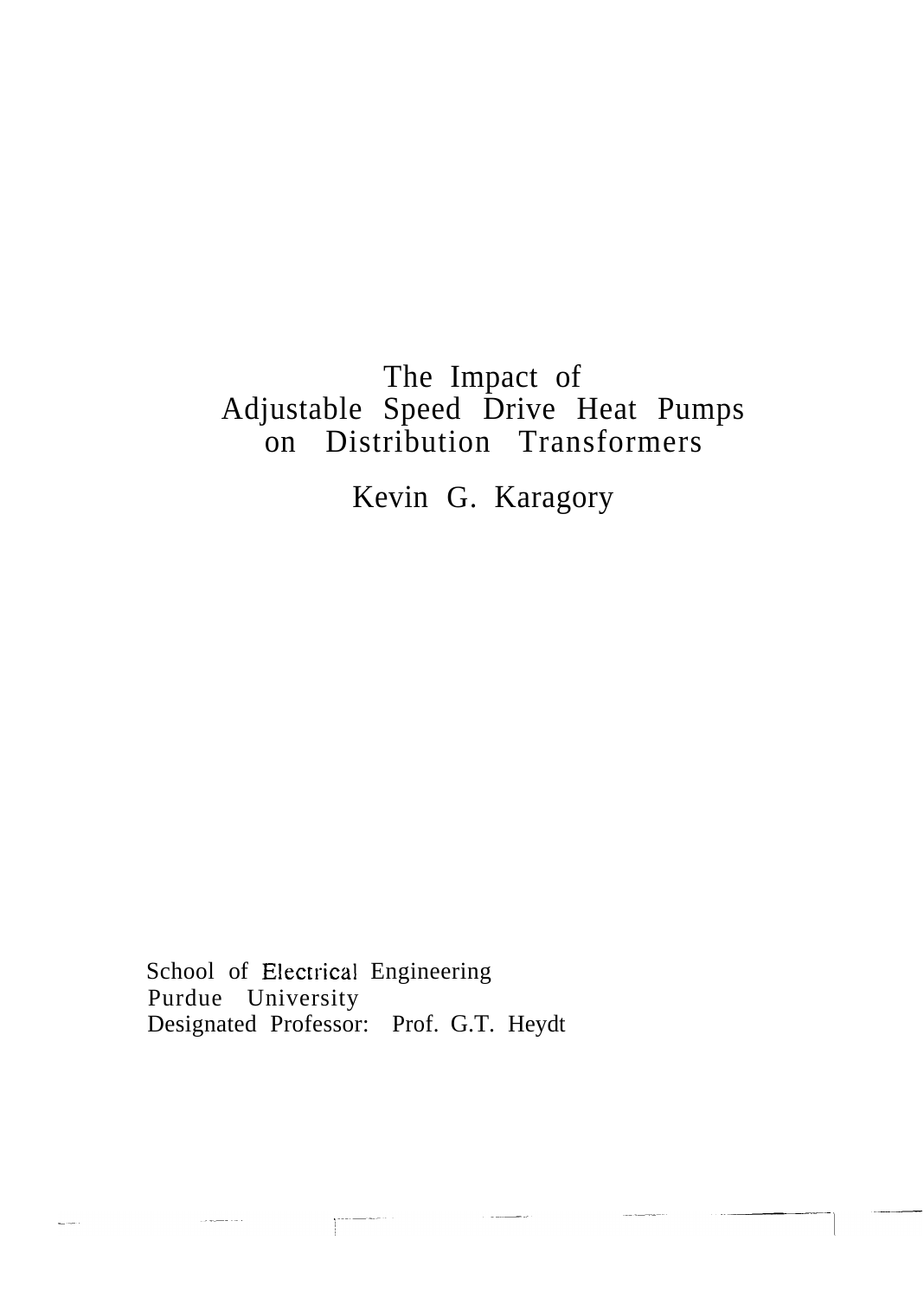# The Impact of Adjustable Speed Drive Heat Pumps on Distribution Transformers

Kevin G. Karagory

School of Electrical Engineering
Purdue University
Designated Professor: Prof. G.T. Heydt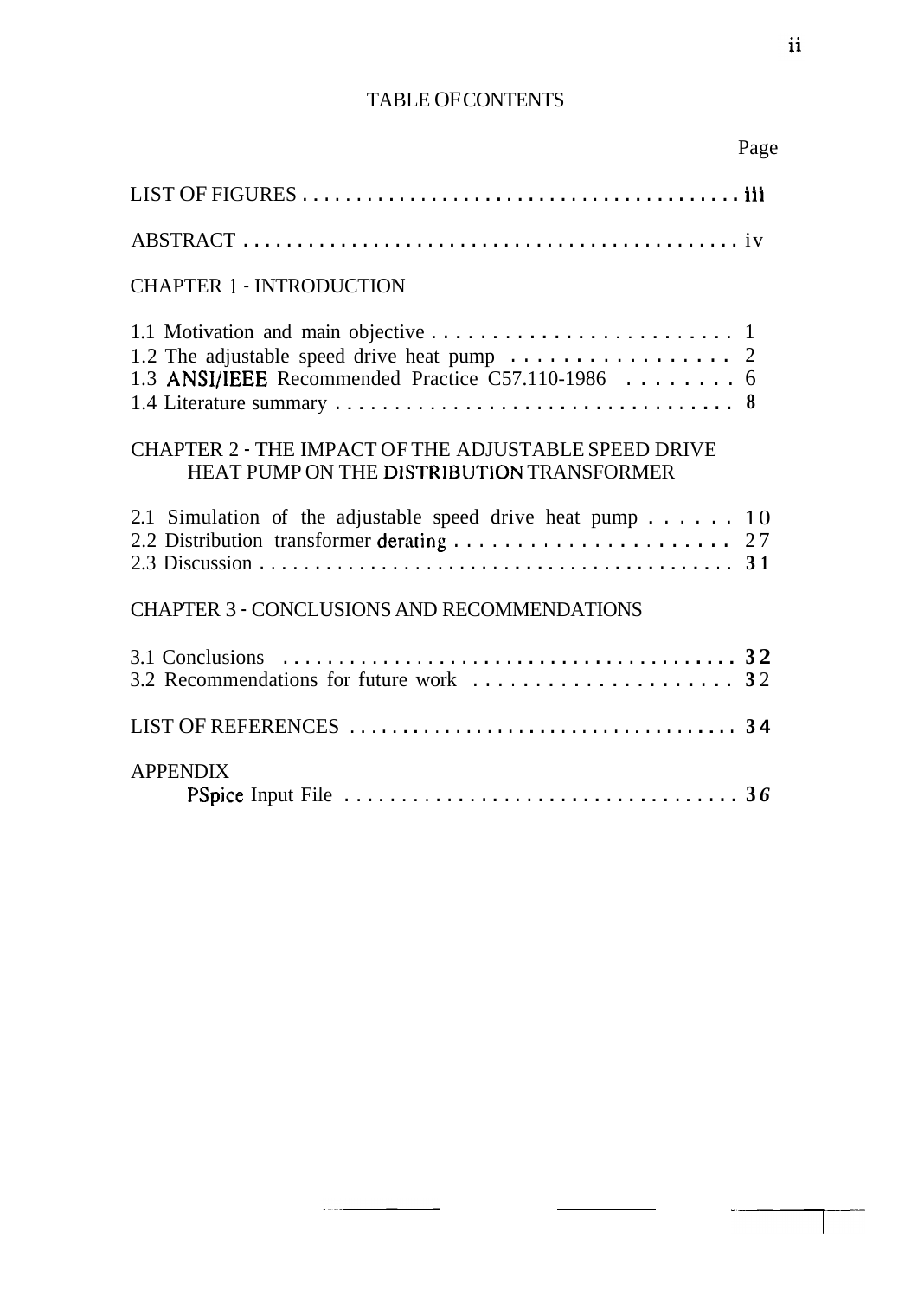# TABLE OF CONTENTS

| | Page |
|---|---|
| LIST OF FIGURES | iii |
| ABSTRACT | iv |
| **CHAPTER 1 - INTRODUCTION** | |
| 1.1 Motivation and main objective | 1 |
| 1.2 The adjustable speed drive heat pump | 2 |
| 1.3 ANSI/IEEE Recommended Practice C57.110-1986 | 6 |
| 1.4 Literature summary | 8 |
| **CHAPTER 2 - THE IMPACT OF THE ADJUSTABLE SPEED DRIVE HEAT PUMP ON THE DISTRIBUTION TRANSFORMER** | |
| 2.1 Simulation of the adjustable speed drive heat pump | 10 |
| 2.2 Distribution transformer derating | 27 |
| 2.3 Discussion | 31 |
| **CHAPTER 3 - CONCLUSIONS AND RECOMMENDATIONS** | |
| 3.1 Conclusions | 32 |
| 3.2 Recommendations for future work | 32 |
| LIST OF REFERENCES | 34 |
| **APPENDIX** | |
| PSpice Input File | 36 |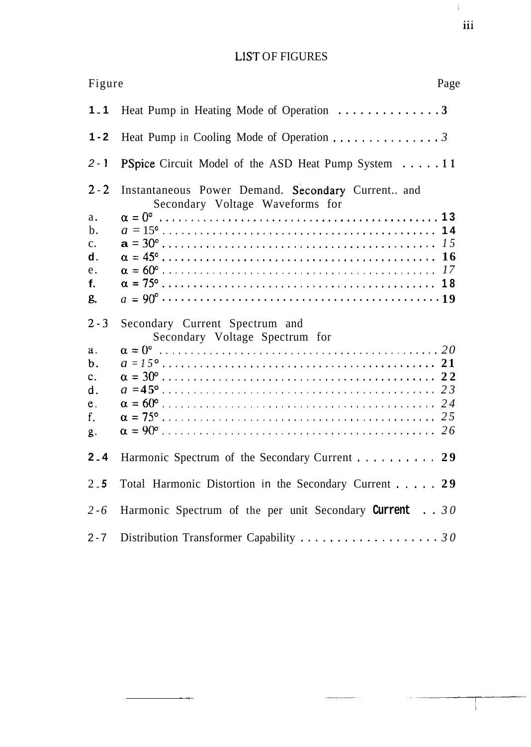# LIST OF FIGURES

| Figure | | Page |
|---|---|---|
| 1-1 | Heat Pump in Heating Mode of Operation | 3 |
| 1-2 | Heat Pump in Cooling Mode of Operation | 3 |
| 2-1 | PSpice Circuit Model of the ASD Heat Pump System | 11 |
| 2-2 | Instantaneous Power Demand. Secondary Current.. and Secondary Voltage Waveforms for | |
| a. | $\alpha = 0°$ | 13 |
| b. | $\alpha = 15°$ | 14 |
| c. | $\alpha = 30°$ | 15 |
| d. | $\alpha = 45°$ | 16 |
| e. | $\alpha = 60°$ | 17 |
| f. | $\alpha = 75°$ | 18 |
| g. | $\alpha = 90°$ | 19 |
| 2-3 | Secondary Current Spectrum and Secondary Voltage Spectrum for | |
| a. | $\alpha = 0°$ | 20 |
| b. | $\alpha = 15°$ | 21 |
| c. | $\alpha = 30°$ | 22 |
| d. | $\alpha = 45°$ | 23 |
| e. | $\alpha = 60°$ | 24 |
| f. | $\alpha = 75°$ | 25 |
| g. | $\alpha = 90°$ | 26 |
| 2-4 | Harmonic Spectrum of the Secondary Current | 29 |
| 2-5 | Total Harmonic Distortion in the Secondary Current | 29 |
| 2-6 | Harmonic Spectrum of the per unit Secondary Current | 30 |
| 2-7 | Distribution Transformer Capability | 30 |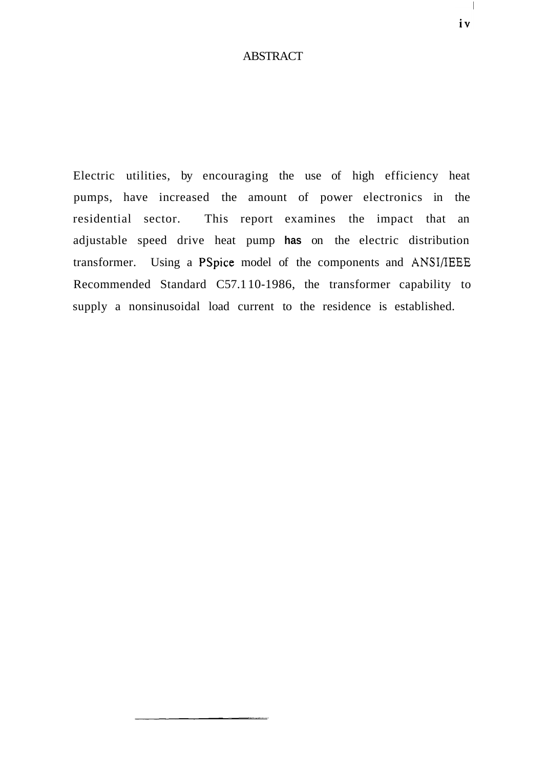# ABSTRACT

Electric utilities, by encouraging the use of high efficiency heat pumps, have increased the amount of power electronics in the residential sector. This report examines the impact that an adjustable speed drive heat pump has on the electric distribution transformer. Using a PSpice model of the components and ANSI/IEEE Recommended Standard C57.110-1986, the transformer capability to supply a nonsinusoidal load current to the residence is established.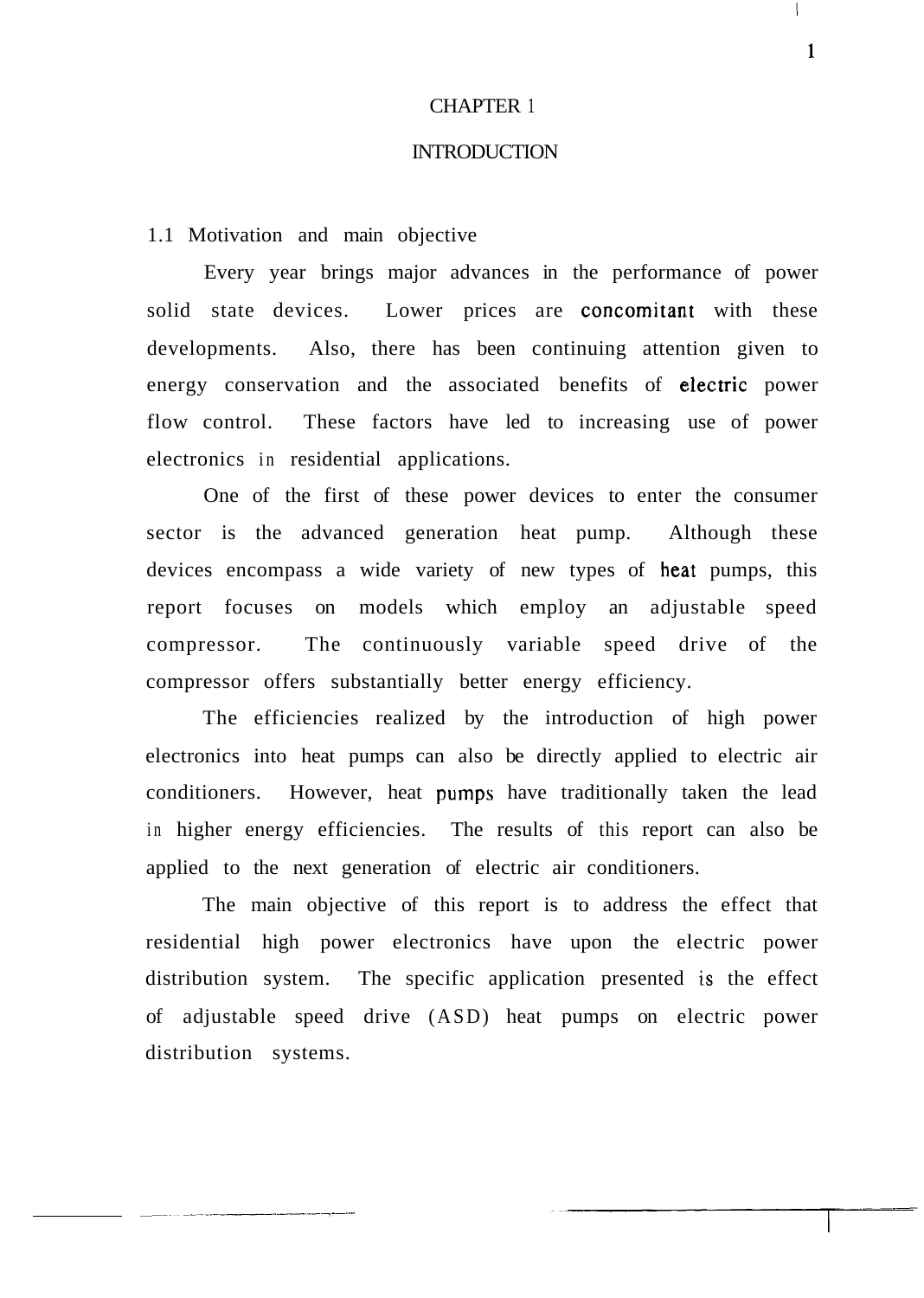# CHAPTER 1

# INTRODUCTION

## 1.1 Motivation and main objective

Every year brings major advances in the performance of power solid state devices. Lower prices are concomitant with these developments. Also, there has been continuing attention given to energy conservation and the associated benefits of electric power flow control. These factors have led to increasing use of power electronics in residential applications.

One of the first of these power devices to enter the consumer sector is the advanced generation heat pump. Although these devices encompass a wide variety of new types of heat pumps, this report focuses on models which employ an adjustable speed compressor. The continuously variable speed drive of the compressor offers substantially better energy efficiency.

The efficiencies realized by the introduction of high power electronics into heat pumps can also be directly applied to electric air conditioners. However, heat pumps have traditionally taken the lead in higher energy efficiencies. The results of this report can also be applied to the next generation of electric air conditioners.

The main objective of this report is to address the effect that residential high power electronics have upon the electric power distribution system. The specific application presented is the effect of adjustable speed drive (ASD) heat pumps on electric power distribution systems.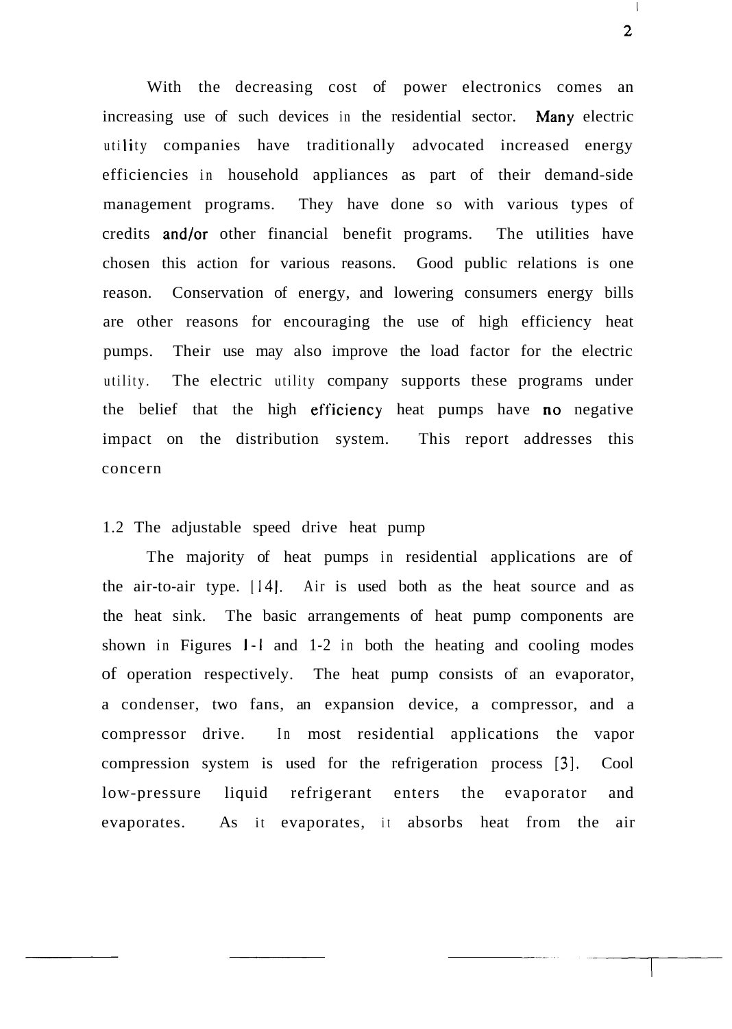With the decreasing cost of power electronics comes an increasing use of such devices in the residential sector. Many electric utility companies have traditionally advocated increased energy efficiencies in household appliances as part of their demand-side management programs. They have done so with various types of credits and/or other financial benefit programs. The utilities have chosen this action for various reasons. Good public relations is one reason. Conservation of energy, and lowering consumers energy bills are other reasons for encouraging the use of high efficiency heat pumps. Their use may also improve the load factor for the electric utility. The electric utility company supports these programs under the belief that the high efficiency heat pumps have no negative impact on the distribution system. This report addresses this concern

## 1.2 The adjustable speed drive heat pump

The majority of heat pumps in residential applications are of the air-to-air type. [14]. Air is used both as the heat source and as the heat sink. The basic arrangements of heat pump components are shown in Figures 1-1 and 1-2 in both the heating and cooling modes of operation respectively. The heat pump consists of an evaporator, a condenser, two fans, an expansion device, a compressor, and a compressor drive. In most residential applications the vapor compression system is used for the refrigeration process [3]. Cool low-pressure liquid refrigerant enters the evaporator and evaporates. As it evaporates, it absorbs heat from the air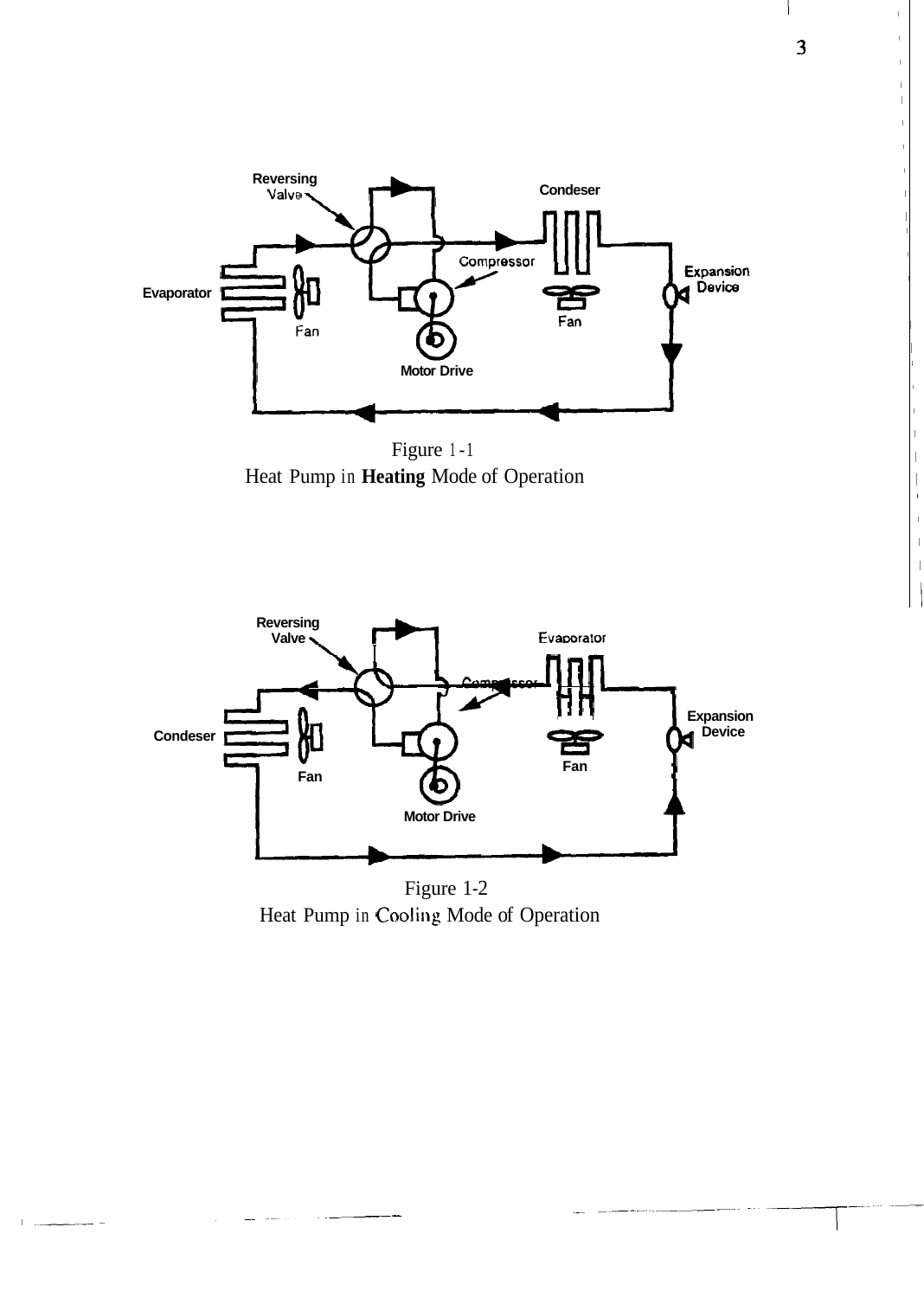Figure 1-1
Heat Pump in **Heating** Mode of Operation

Figure 1-2
Heat Pump in Cooling Mode of Operation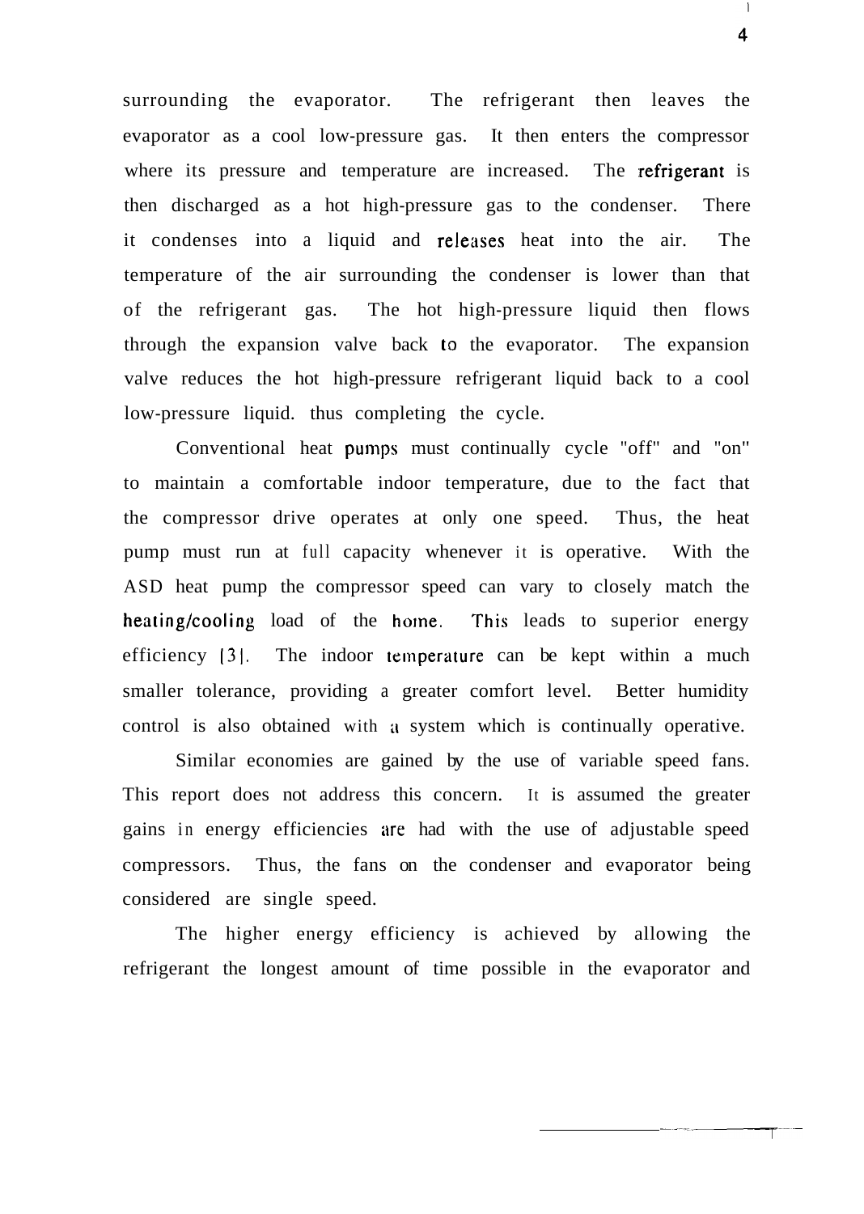surrounding the evaporator. The refrigerant then leaves the evaporator as a cool low-pressure gas. It then enters the compressor where its pressure and temperature are increased. The refrigerant is then discharged as a hot high-pressure gas to the condenser. There it condenses into a liquid and releases heat into the air. The temperature of the air surrounding the condenser is lower than that of the refrigerant gas. The hot high-pressure liquid then flows through the expansion valve back to the evaporator. The expansion valve reduces the hot high-pressure refrigerant liquid back to a cool low-pressure liquid. thus completing the cycle.

Conventional heat pumps must continually cycle "off" and "on" to maintain a comfortable indoor temperature, due to the fact that the compressor drive operates at only one speed. Thus, the heat pump must run at full capacity whenever it is operative. With the ASD heat pump the compressor speed can vary to closely match the heating/cooling load of the home. This leads to superior energy efficiency [3]. The indoor temperature can be kept within a much smaller tolerance, providing a greater comfort level. Better humidity control is also obtained with a system which is continually operative.

Similar economies are gained by the use of variable speed fans. This report does not address this concern. It is assumed the greater gains in energy efficiencies are had with the use of adjustable speed compressors. Thus, the fans on the condenser and evaporator being considered are single speed.

The higher energy efficiency is achieved by allowing the refrigerant the longest amount of time possible in the evaporator and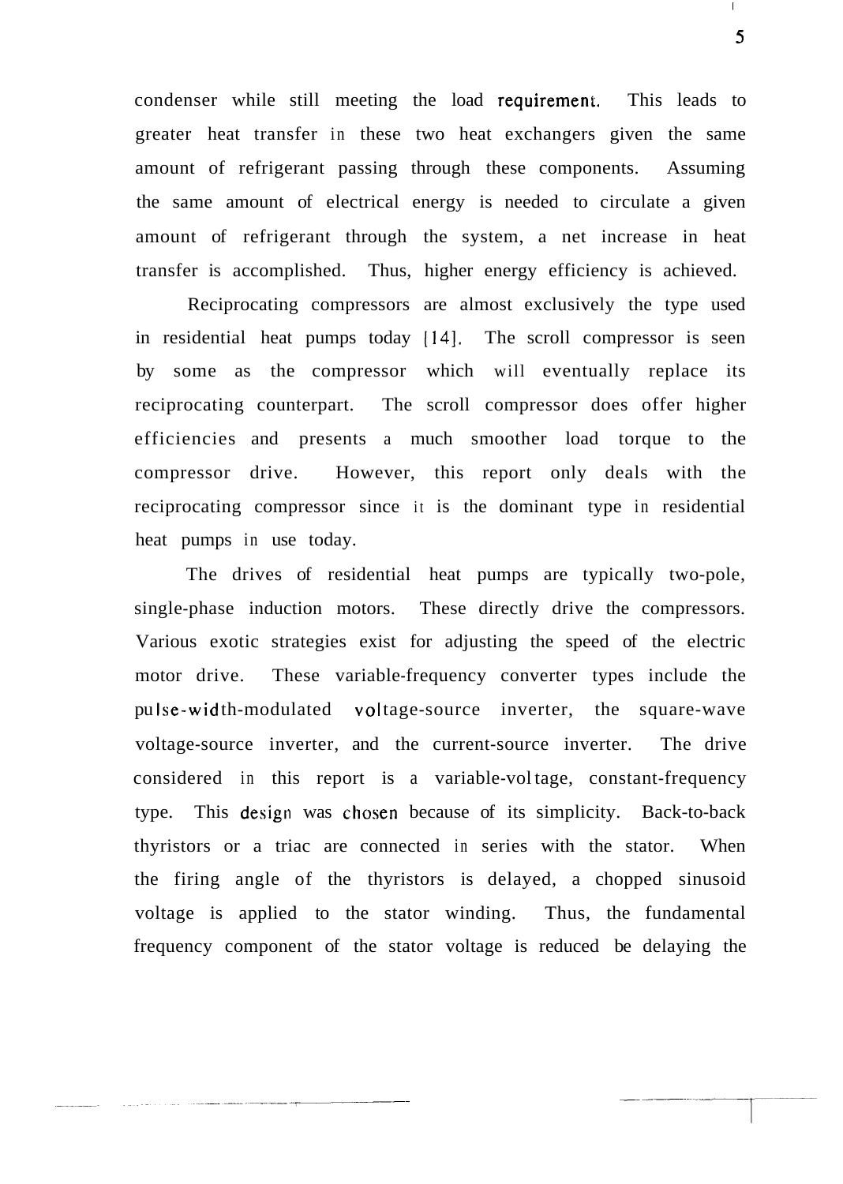condenser while still meeting the load requirement. This leads to greater heat transfer in these two heat exchangers given the same amount of refrigerant passing through these components. Assuming the same amount of electrical energy is needed to circulate a given amount of refrigerant through the system, a net increase in heat transfer is accomplished. Thus, higher energy efficiency is achieved.

Reciprocating compressors are almost exclusively the type used in residential heat pumps today [14]. The scroll compressor is seen by some as the compressor which will eventually replace its reciprocating counterpart. The scroll compressor does offer higher efficiencies and presents a much smoother load torque to the compressor drive. However, this report only deals with the reciprocating compressor since it is the dominant type in residential heat pumps in use today.

The drives of residential heat pumps are typically two-pole, single-phase induction motors. These directly drive the compressors. Various exotic strategies exist for adjusting the speed of the electric motor drive. These variable-frequency converter types include the pulse-width-modulated voltage-source inverter, the square-wave voltage-source inverter, and the current-source inverter. The drive considered in this report is a variable-voltage, constant-frequency type. This design was chosen because of its simplicity. Back-to-back thyristors or a triac are connected in series with the stator. When the firing angle of the thyristors is delayed, a chopped sinusoid voltage is applied to the stator winding. Thus, the fundamental frequency component of the stator voltage is reduced be delaying the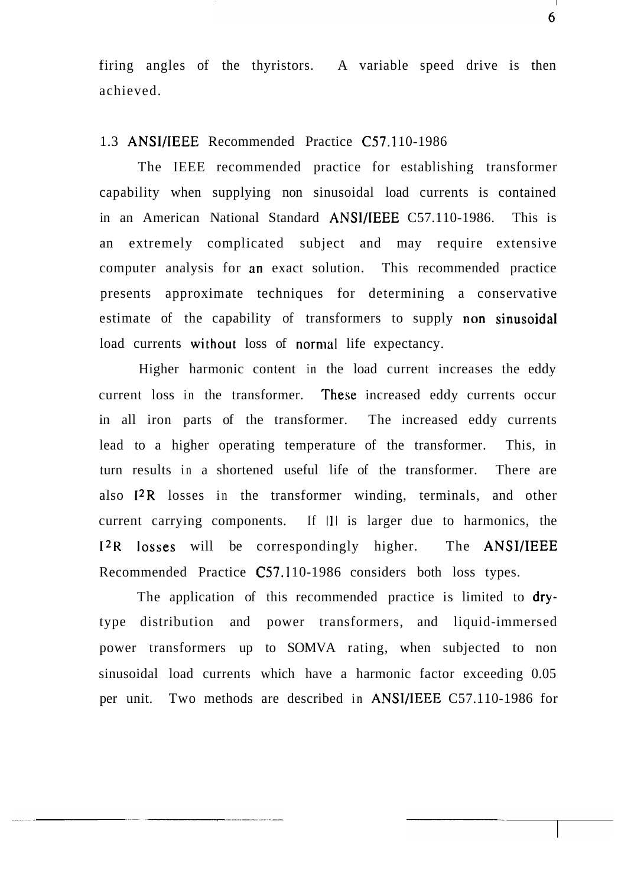firing angles of the thyristors. A variable speed drive is then achieved.

### 1.3 ANSI/IEEE Recommended Practice C57.110-1986

The IEEE recommended practice for establishing transformer capability when supplying non sinusoidal load currents is contained in an American National Standard ANSI/IEEE C57.110-1986. This is an extremely complicated subject and may require extensive computer analysis for an exact solution. This recommended practice presents approximate techniques for determining a conservative estimate of the capability of transformers to supply non sinusoidal load currents without loss of normal life expectancy.

Higher harmonic content in the load current increases the eddy current loss in the transformer. These increased eddy currents occur in all iron parts of the transformer. The increased eddy currents lead to a higher operating temperature of the transformer. This, in turn results in a shortened useful life of the transformer. There are also $I^2R$ losses in the transformer winding, terminals, and other current carrying components. If $|I|$ is larger due to harmonics, the $I^2R$ losses will be correspondingly higher. The ANSI/IEEE Recommended Practice C57.110-1986 considers both loss types.

The application of this recommended practice is limited to dry-type distribution and power transformers, and liquid-immersed power transformers up to SOMVA rating, when subjected to non sinusoidal load currents which have a harmonic factor exceeding 0.05 per unit. Two methods are described in ANSI/IEEE C57.110-1986 for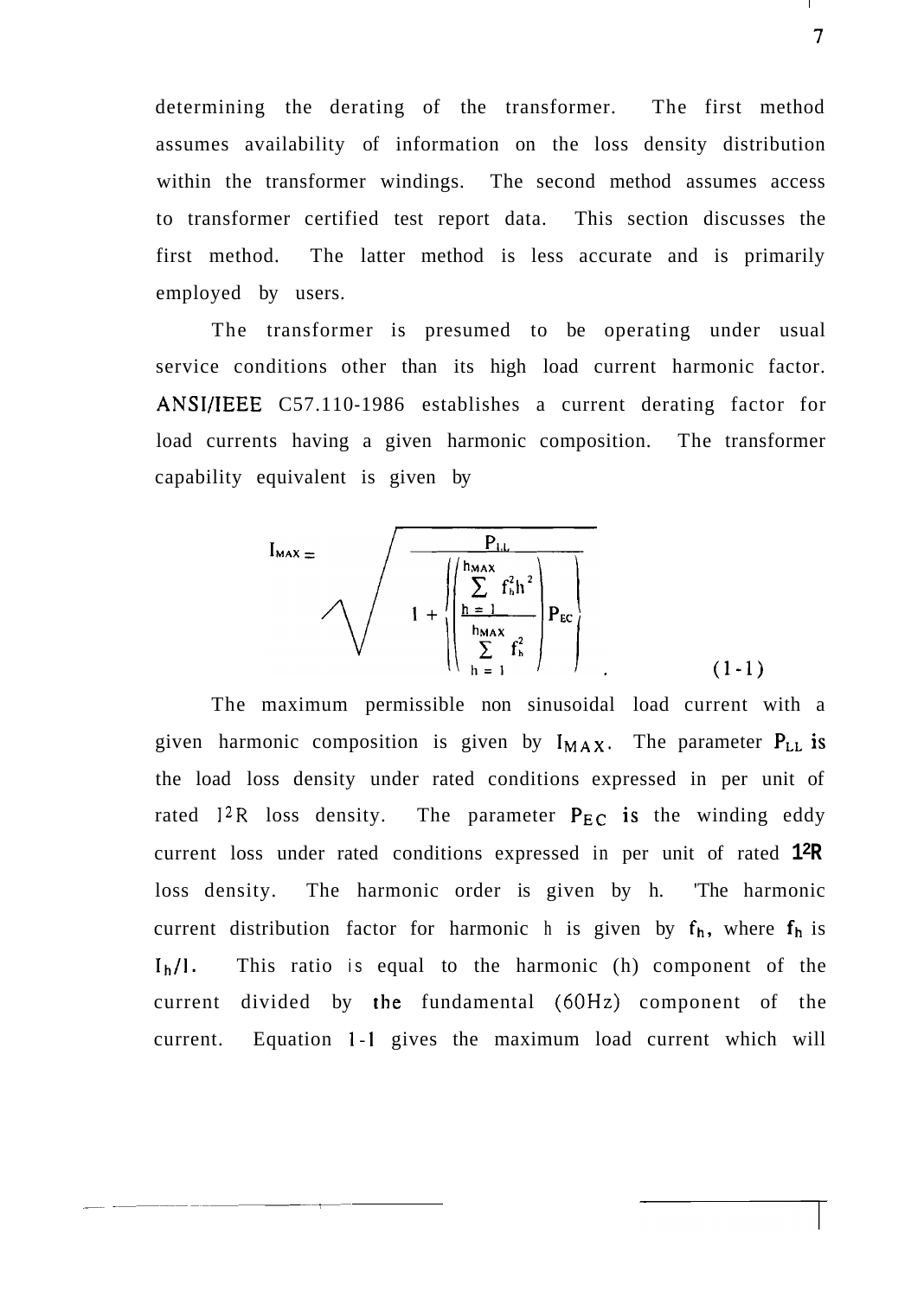determining the derating of the transformer. The first method assumes availability of information on the loss density distribution within the transformer windings. The second method assumes access to transformer certified test report data. This section discusses the first method. The latter method is less accurate and is primarily employed by users.

The transformer is presumed to be operating under usual service conditions other than its high load current harmonic factor. ANSI/IEEE C57.110-1986 establishes a current derating factor for load currents having a given harmonic composition. The transformer capability equivalent is given by

$$I_{MAX} = \sqrt{\frac{P_{LL}}{1 + \left( \left( \frac{\sum_{h=1}^{h_{MAX}} f_h^2 h^2}{\sum_{h=1}^{h_{MAX}} f_h^2} \right) P_{EC} \right)}} \quad (1\text{-}1)$$

The maximum permissible non sinusoidal load current with a given harmonic composition is given by $I_{MAX}$. The parameter $P_{LL}$ is the load loss density under rated conditions expressed in per unit of rated $I^2R$ loss density. The parameter $P_{EC}$ is the winding eddy current loss under rated conditions expressed in per unit of rated $I^2R$ loss density. The harmonic order is given by h. 'The harmonic current distribution factor for harmonic h is given by $f_h$, where $f_h$ is $I_h/I$. This ratio is equal to the harmonic (h) component of the current divided by the fundamental (60Hz) component of the current. Equation 1-1 gives the maximum load current which will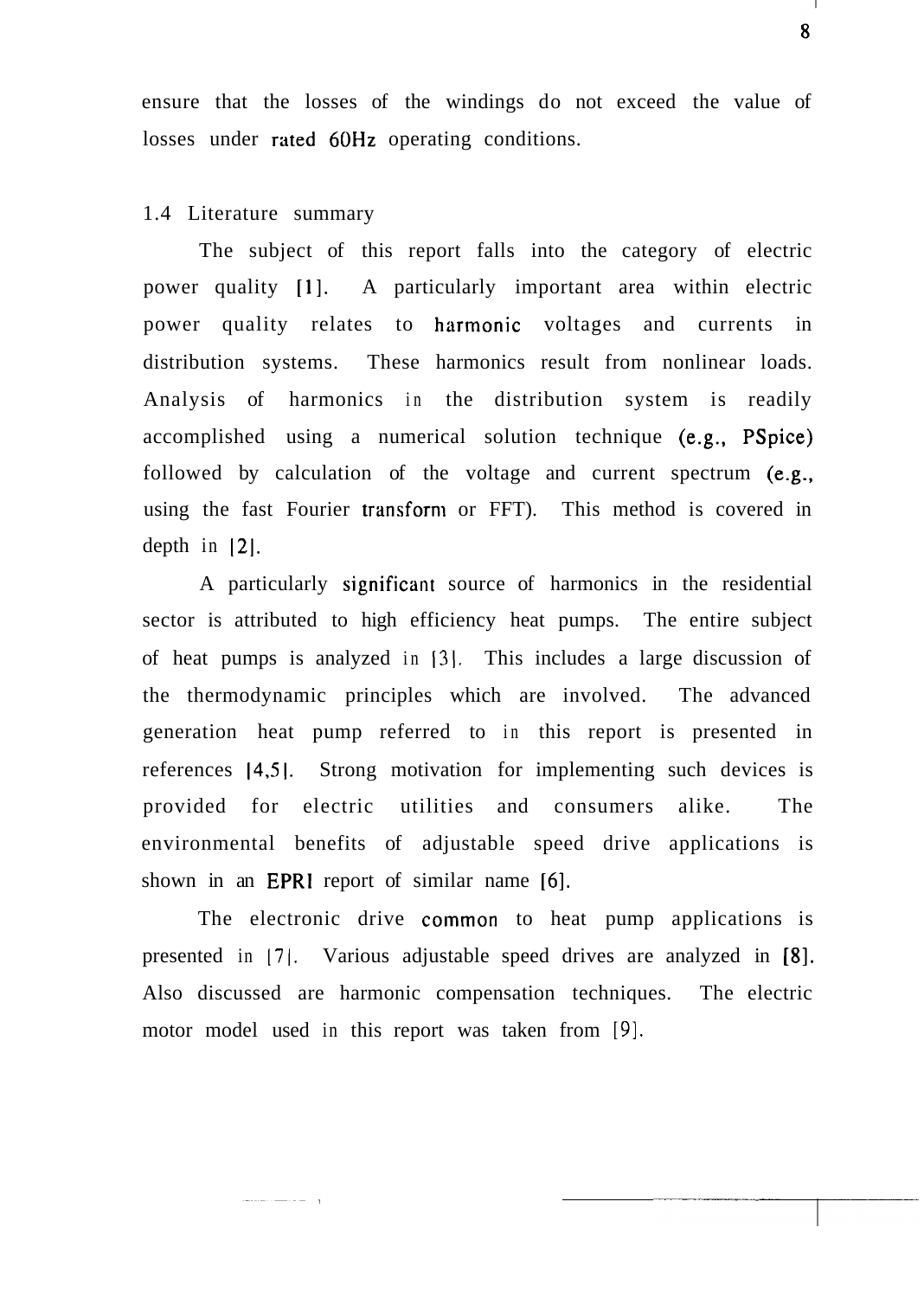ensure that the losses of the windings do not exceed the value of losses under rated 60Hz operating conditions.

### 1.4 Literature summary

The subject of this report falls into the category of electric power quality [1]. A particularly important area within electric power quality relates to harmonic voltages and currents in distribution systems. These harmonics result from nonlinear loads. Analysis of harmonics in the distribution system is readily accomplished using a numerical solution technique (e.g., PSpice) followed by calculation of the voltage and current spectrum (e.g., using the fast Fourier transform or FFT). This method is covered in depth in [2].

A particularly significant source of harmonics in the residential sector is attributed to high efficiency heat pumps. The entire subject of heat pumps is analyzed in [3]. This includes a large discussion of the thermodynamic principles which are involved. The advanced generation heat pump referred to in this report is presented in references [4,5]. Strong motivation for implementing such devices is provided for electric utilities and consumers alike. The environmental benefits of adjustable speed drive applications is shown in an EPRI report of similar name [6].

The electronic drive common to heat pump applications is presented in [7]. Various adjustable speed drives are analyzed in [8]. Also discussed are harmonic compensation techniques. The electric motor model used in this report was taken from [9].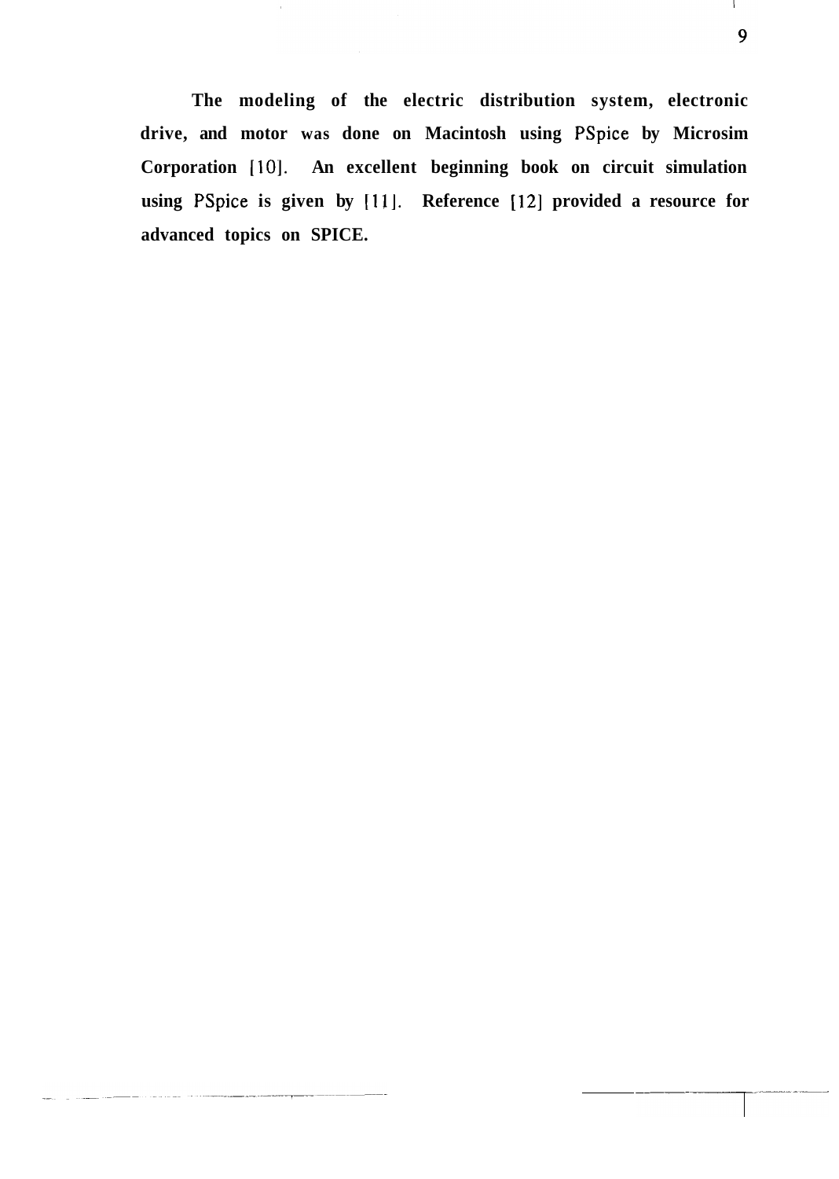The modeling of the electric distribution system, electronic drive, and motor was done on Macintosh using PSpice by Microsim Corporation [10]. An excellent beginning book on circuit simulation using PSpice is given by [11]. Reference [12] provided a resource for advanced topics on SPICE.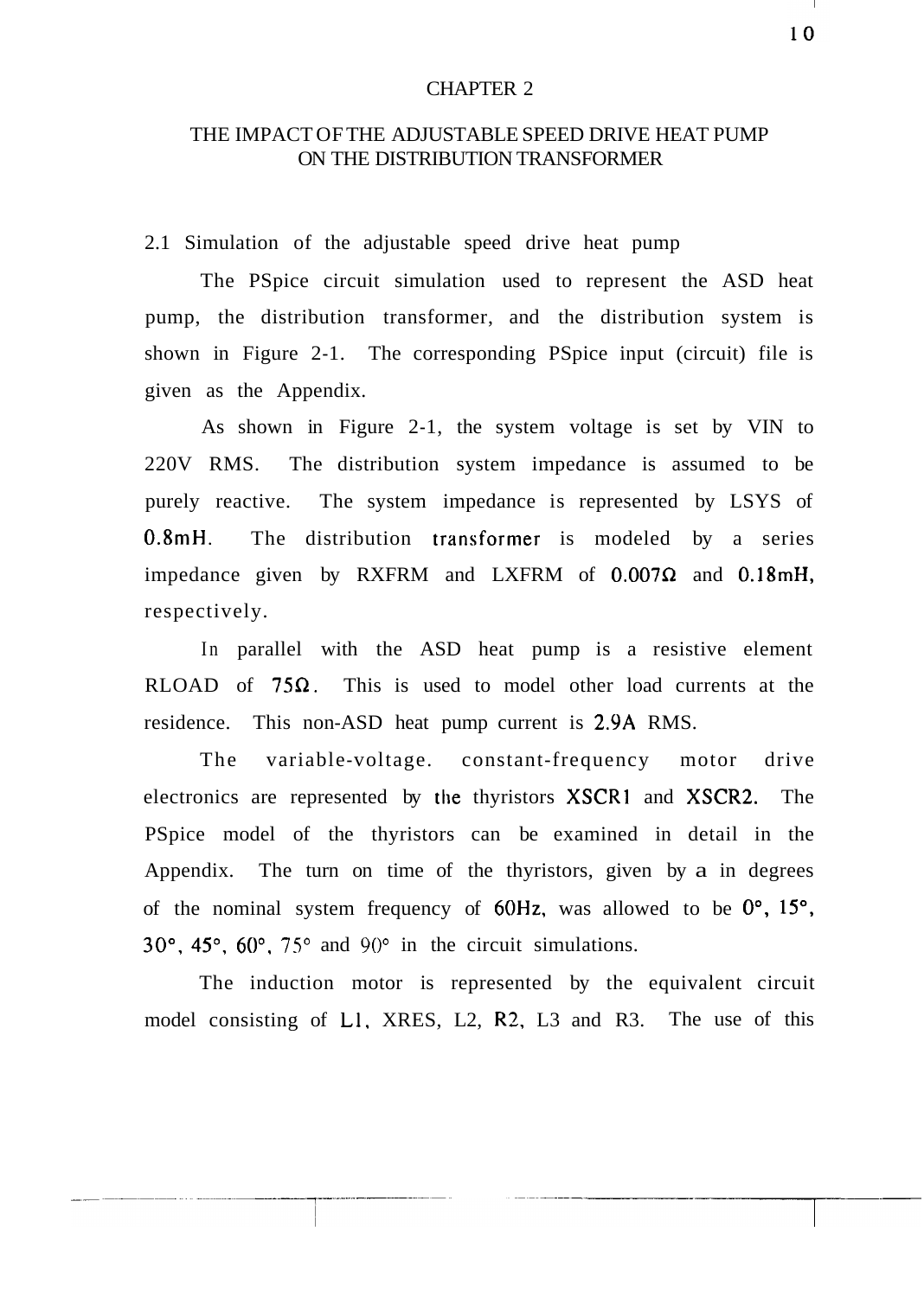# CHAPTER 2

## THE IMPACT OF THE ADJUSTABLE SPEED DRIVE HEAT PUMP ON THE DISTRIBUTION TRANSFORMER

### 2.1 Simulation of the adjustable speed drive heat pump

The PSpice circuit simulation used to represent the ASD heat pump, the distribution transformer, and the distribution system is shown in Figure 2-1. The corresponding PSpice input (circuit) file is given as the Appendix.

As shown in Figure 2-1, the system voltage is set by VIN to 220V RMS. The distribution system impedance is assumed to be purely reactive. The system impedance is represented by LSYS of 0.8mH. The distribution transformer is modeled by a series impedance given by RXFRM and LXFRM of $0.007\Omega$ and 0.18mH, respectively.

In parallel with the ASD heat pump is a resistive element RLOAD of $75\Omega$. This is used to model other load currents at the residence. This non-ASD heat pump current is 2.9A RMS.

The variable-voltage. constant-frequency motor drive electronics are represented by the thyristors XSCR1 and XSCR2. The PSpice model of the thyristors can be examined in detail in the Appendix. The turn on time of the thyristors, given by a in degrees of the nominal system frequency of 60Hz, was allowed to be 0°, 15°, 30°, 45°, 60°, 75° and 90° in the circuit simulations.

The induction motor is represented by the equivalent circuit model consisting of L1, XRES, L2, R2, L3 and R3. The use of this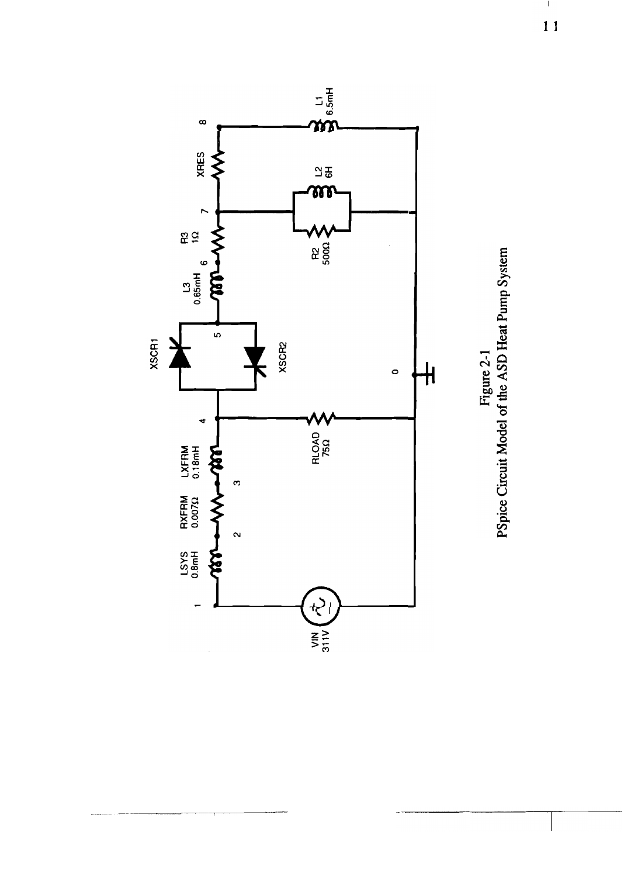Figure 2-1
PSpice Circuit Model of the ASD Heat Pump System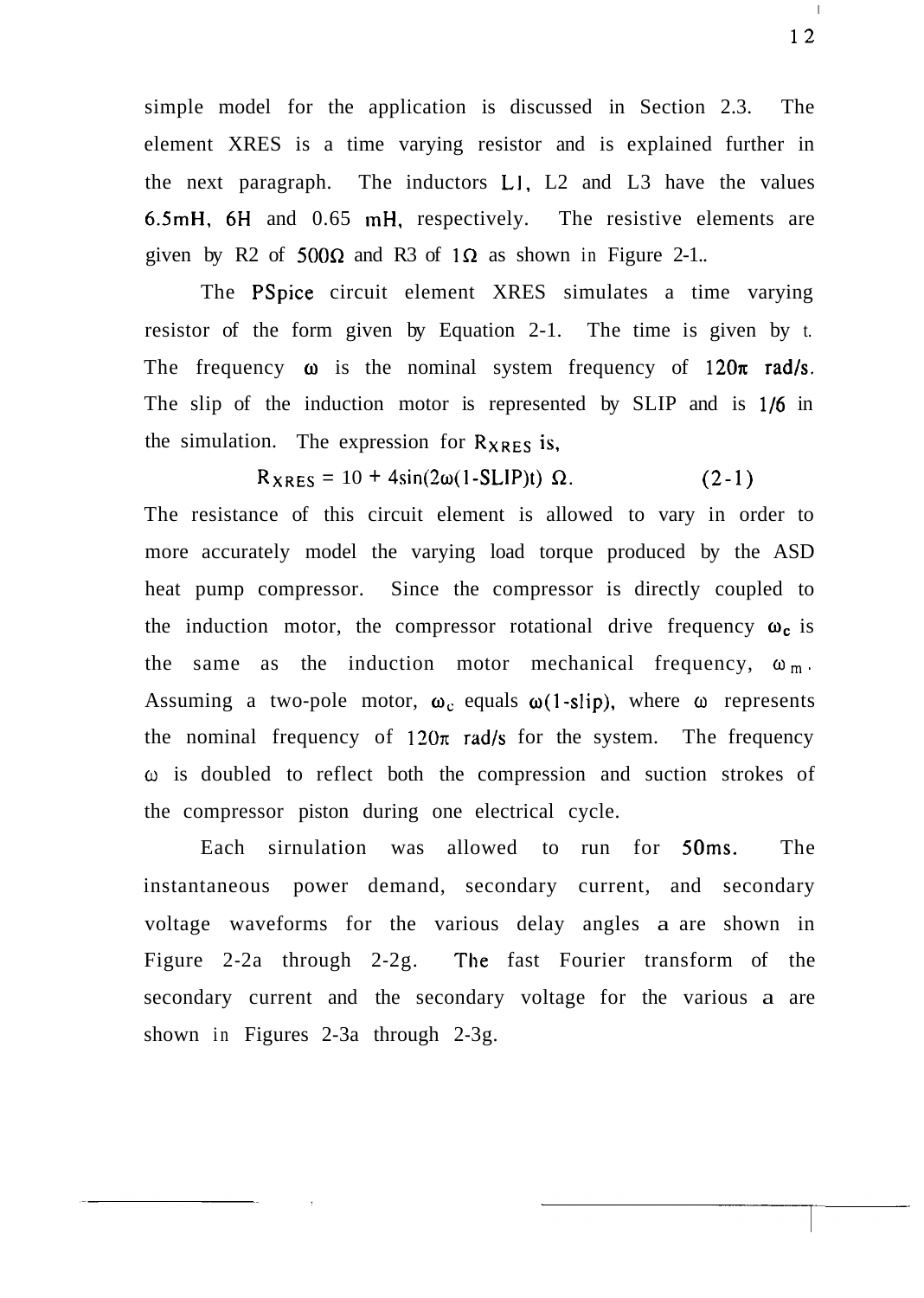simple model for the application is discussed in Section 2.3. The element XRES is a time varying resistor and is explained further in the next paragraph. The inductors L1, L2 and L3 have the values 6.5mH, 6H and 0.65 mH, respectively. The resistive elements are given by R2 of $500\Omega$ and R3 of $1\Omega$ as shown in Figure 2-1..

The PSpice circuit element XRES simulates a time varying resistor of the form given by Equation 2-1. The time is given by t. The frequency $\omega$ is the nominal system frequency of $120\pi$ rad/s. The slip of the induction motor is represented by SLIP and is 1/6 in the simulation. The expression for $R_{XRES}$ is,

$$R_{XRES} = 10 + 4\sin(2\omega(1\text{-}SLIP)t)\ \Omega. \qquad (2\text{-}1)$$

The resistance of this circuit element is allowed to vary in order to more accurately model the varying load torque produced by the ASD heat pump compressor. Since the compressor is directly coupled to the induction motor, the compressor rotational drive frequency $\omega_c$ is the same as the induction motor mechanical frequency, $\omega_m$. Assuming a two-pole motor, $\omega_c$ equals $\omega(1\text{-slip})$, where $\omega$ represents the nominal frequency of $120\pi$ rad/s for the system. The frequency $\omega$ is doubled to reflect both the compression and suction strokes of the compressor piston during one electrical cycle.

Each simulation was allowed to run for 50ms. The instantaneous power demand, secondary current, and secondary voltage waveforms for the various delay angles a are shown in Figure 2-2a through 2-2g. The fast Fourier transform of the secondary current and the secondary voltage for the various a are shown in Figures 2-3a through 2-3g.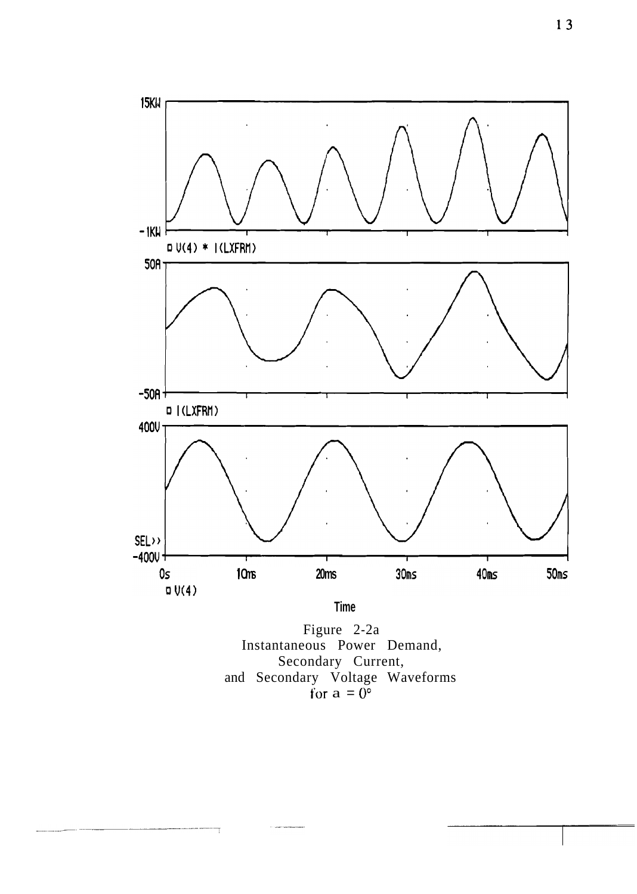15KW

-1KW

V(4) * I(LXFRM)

50A

-50A

I(LXFRM)

400V

SEL>>

-400V

0s 10ms 20ms 30ms 40ms 50ms

V(4)

Time

Figure 2-2a
Instantaneous Power Demand,
Secondary Current,
and Secondary Voltage Waveforms
for $a = 0°$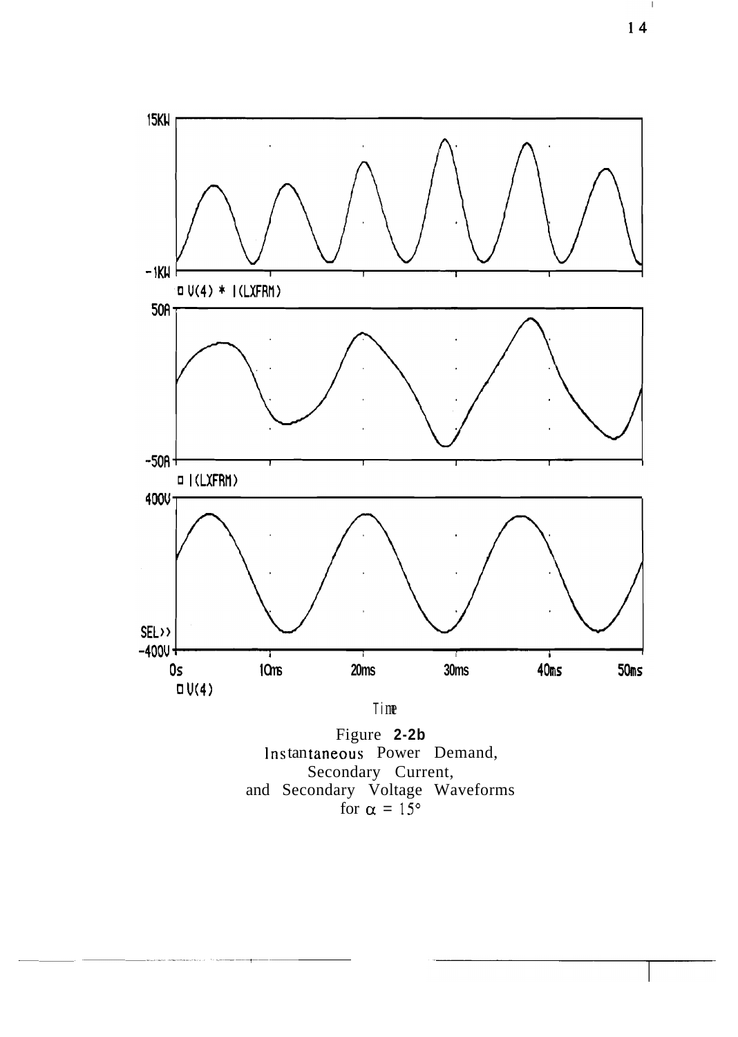15KW

-1KW

V(4) * I(LXFRM)

50A

-50A

I(LXFRM)

400V

SEL>>

-400V

0s 10ms 20ms 30ms 40ms 50ms

V(4)

Time

Figure **2-2b**
Instantaneous Power Demand,
Secondary Current,
and Secondary Voltage Waveforms
for $\alpha = 15°$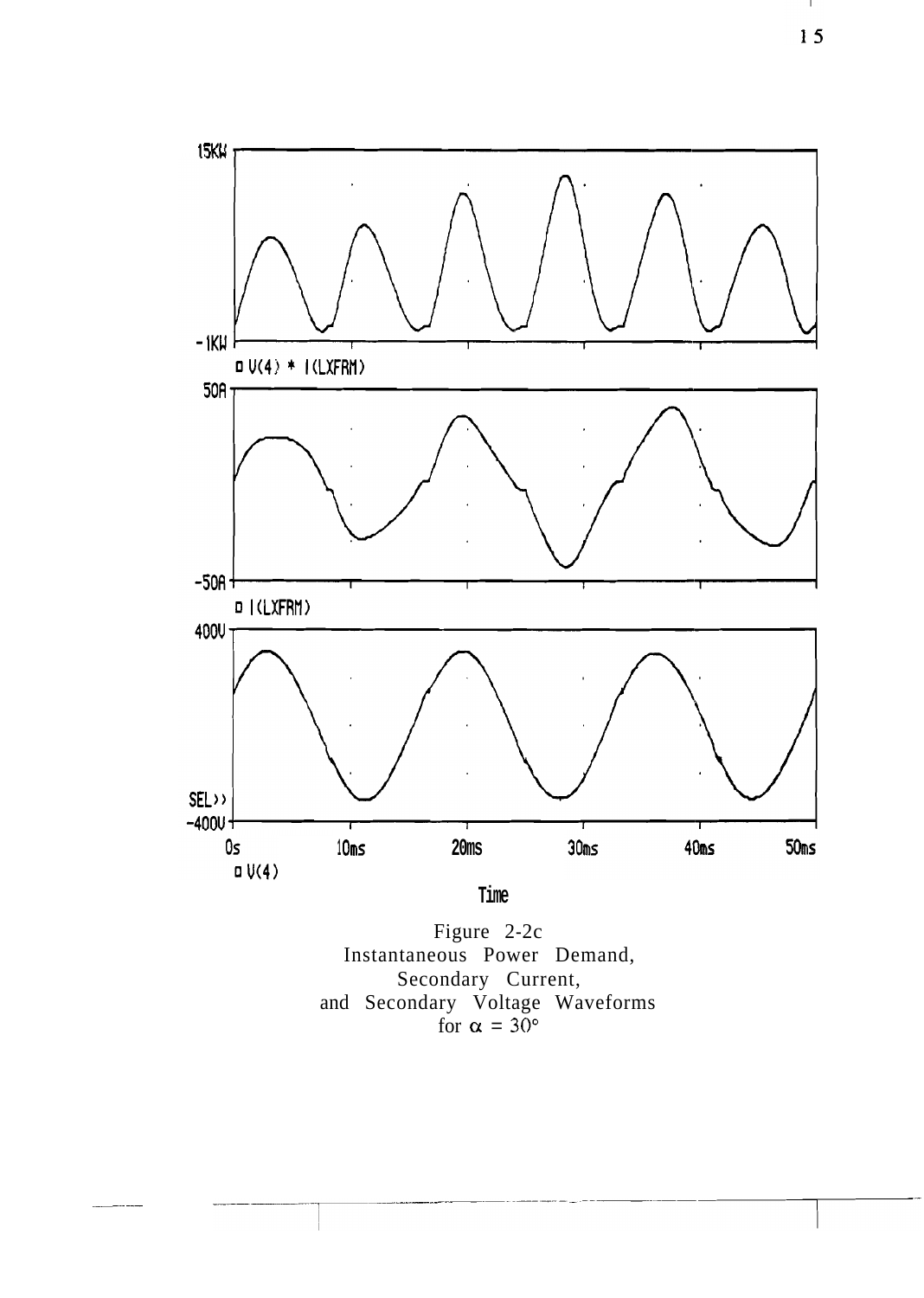Figure 2-2c
Instantaneous Power Demand,
Secondary Current,
and Secondary Voltage Waveforms
for $\alpha = 30°$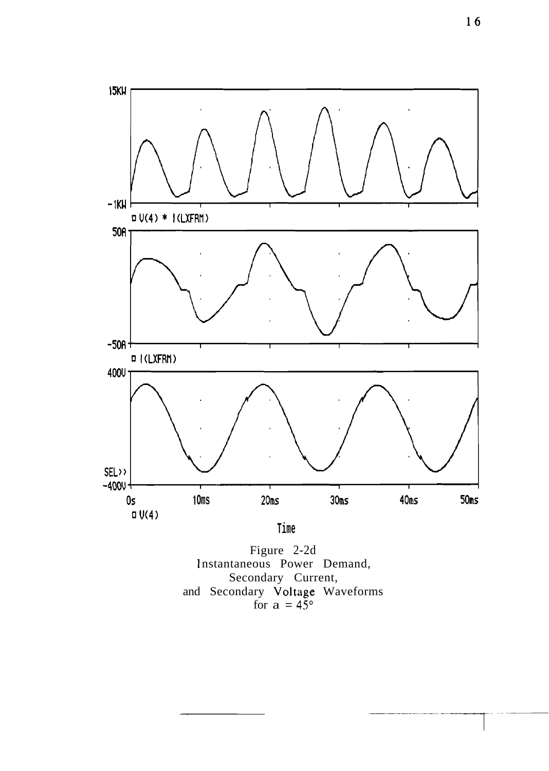Figure 2-2d
Instantaneous Power Demand,
Secondary Current,
and Secondary Voltage Waveforms
for $a = 45°$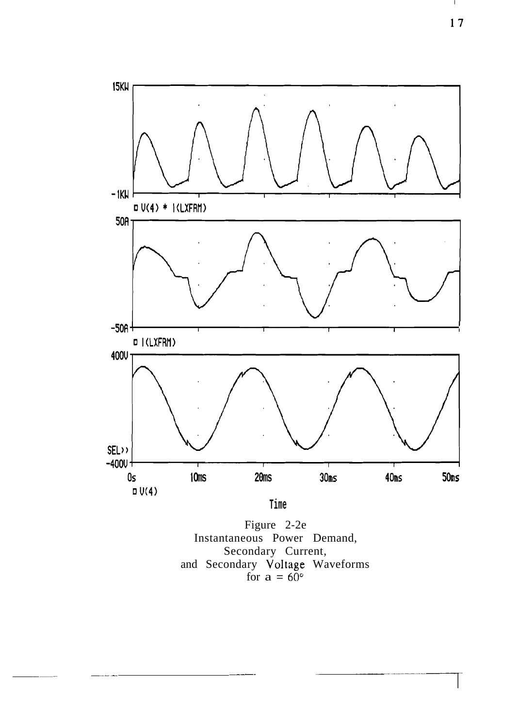Figure 2-2e
Instantaneous Power Demand,
Secondary Current,
and Secondary Voltage Waveforms
for $a = 60°$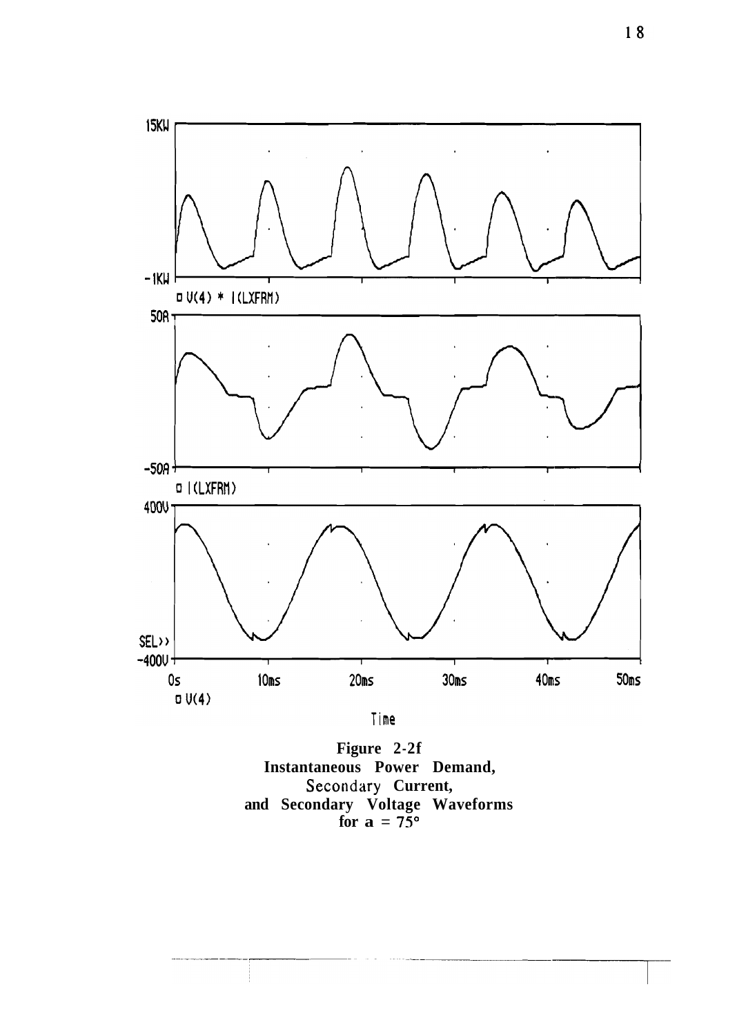Figure 2-2f
Instantaneous Power Demand,
Secondary Current,
and Secondary Voltage Waveforms
for a = 75°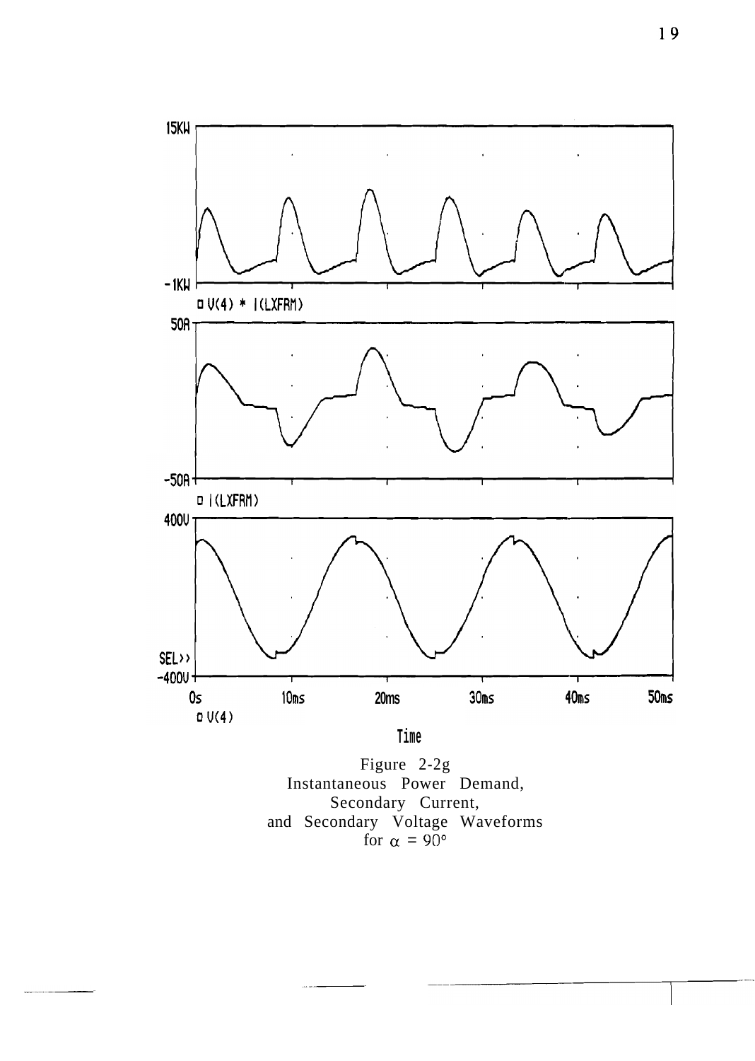15KW

-1KW

V(4) * I(LXFRM)

50A

-50A

I(LXFRM)

400V

SEL>>

-400V

0s 10ms 20ms 30ms 40ms 50ms

V(4)

Time

Figure 2-2g
Instantaneous Power Demand,
Secondary Current,
and Secondary Voltage Waveforms
for $\alpha = 90°$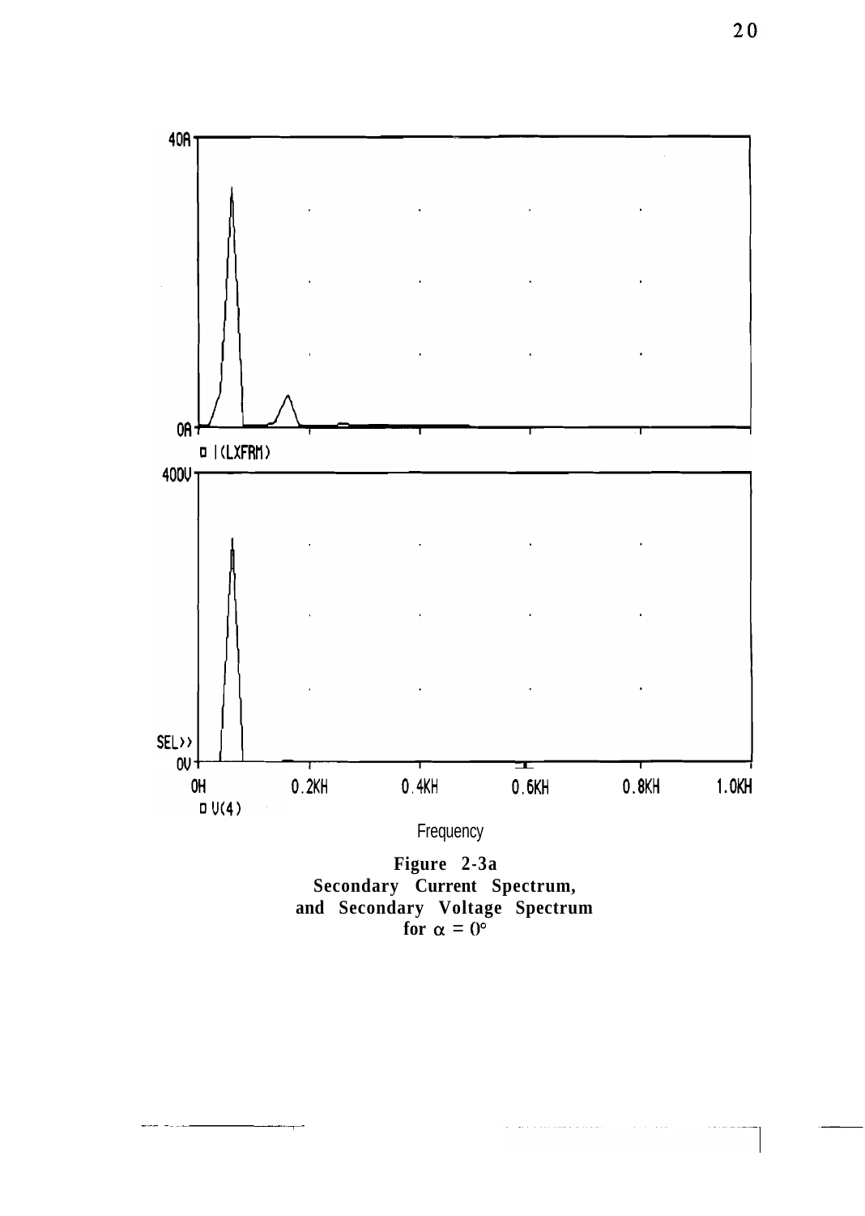**Figure 2-3a**
**Secondary Current Spectrum,**
**and Secondary Voltage Spectrum**
**for $\alpha = 0°$**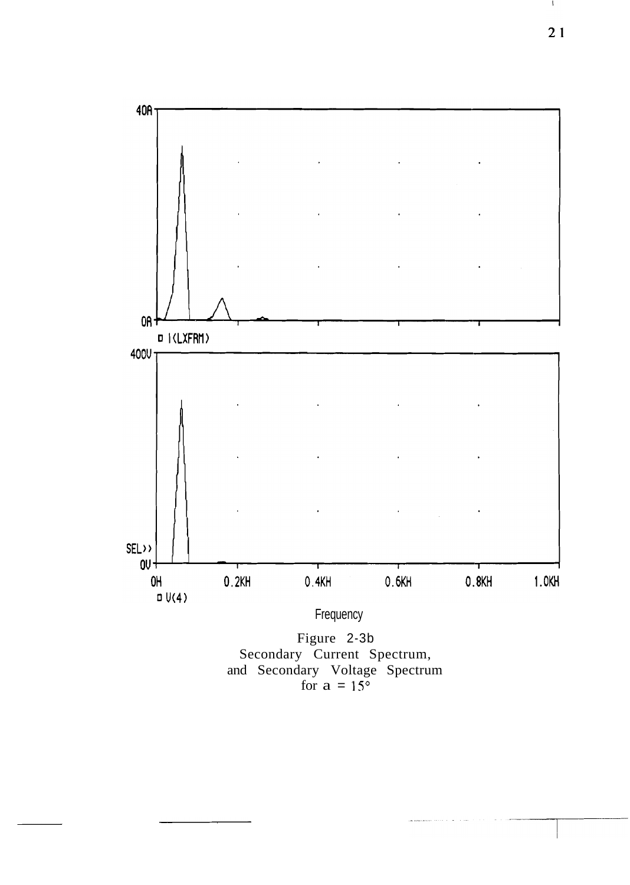40A

0A

I(LXFRM)

400V

SEL>>

0V

0H 0.2KH 0.4KH 0.6KH 0.8KH 1.0KH

V(4)

Frequency

Figure 2-3b
Secondary Current Spectrum,
and Secondary Voltage Spectrum
for $a = 15°$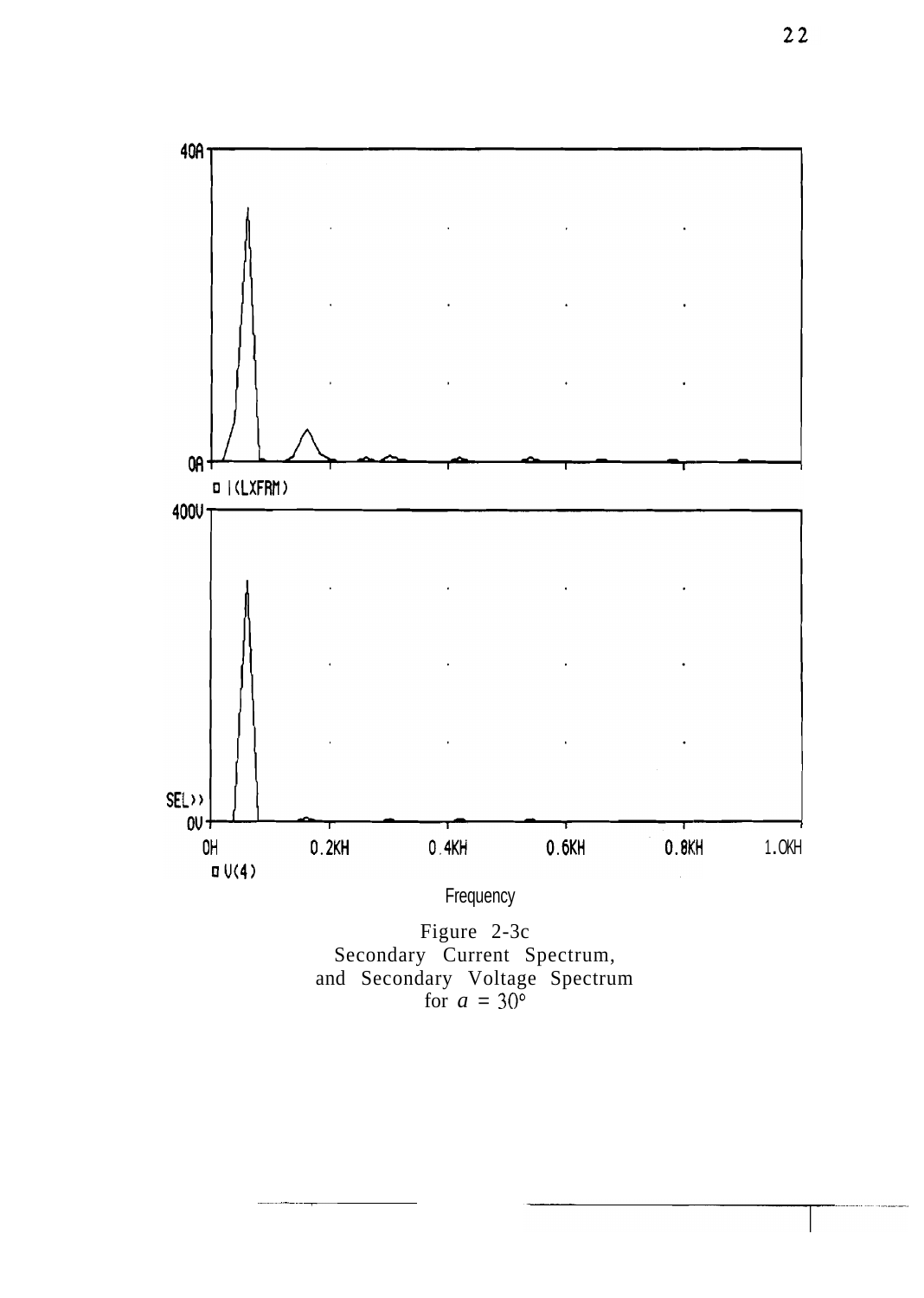Frequency

Figure 2-3c
Secondary Current Spectrum,
and Secondary Voltage Spectrum
for $a = 30°$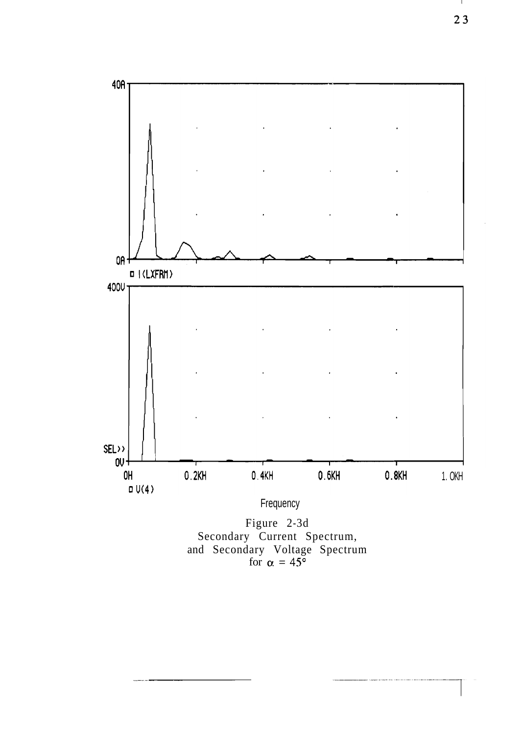Figure 2-3d
Secondary Current Spectrum,
and Secondary Voltage Spectrum
for $\alpha = 45°$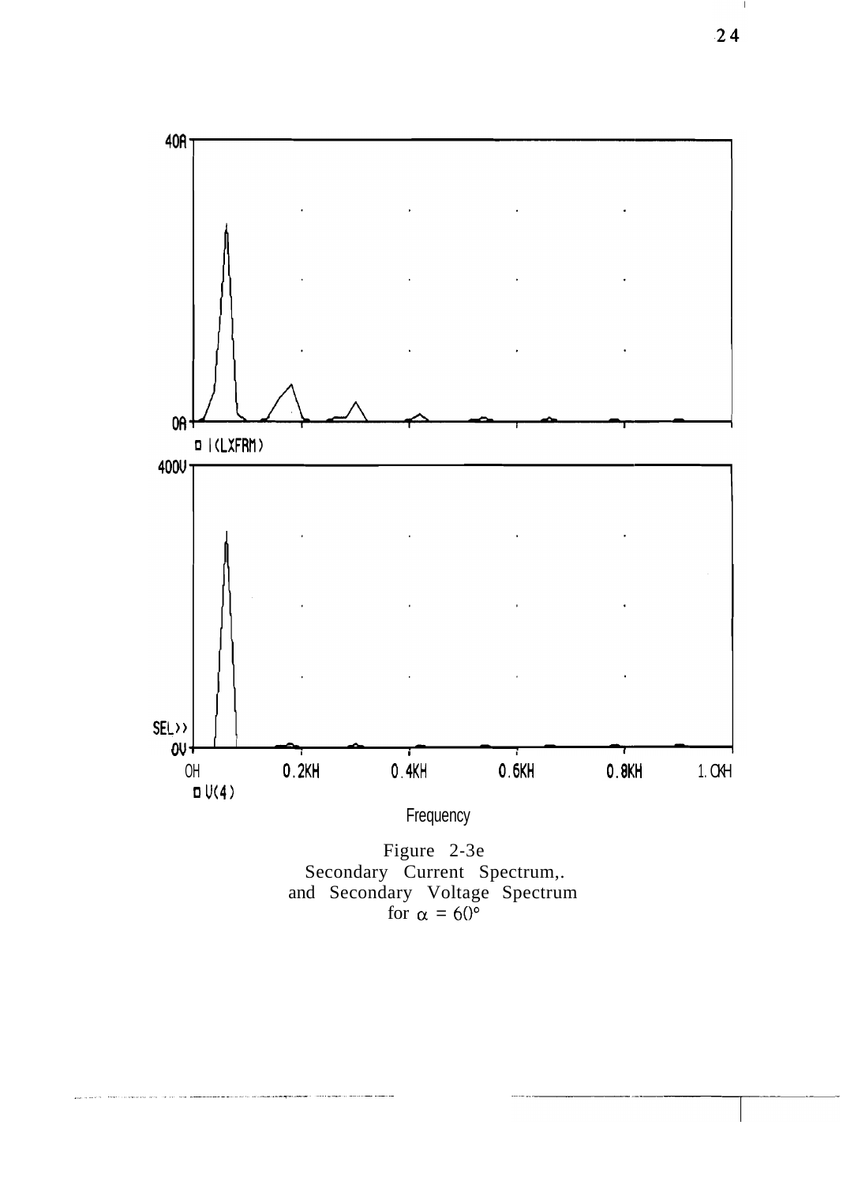Figure 2-3e
Secondary Current Spectrum,.
and Secondary Voltage Spectrum
for $\alpha = 60°$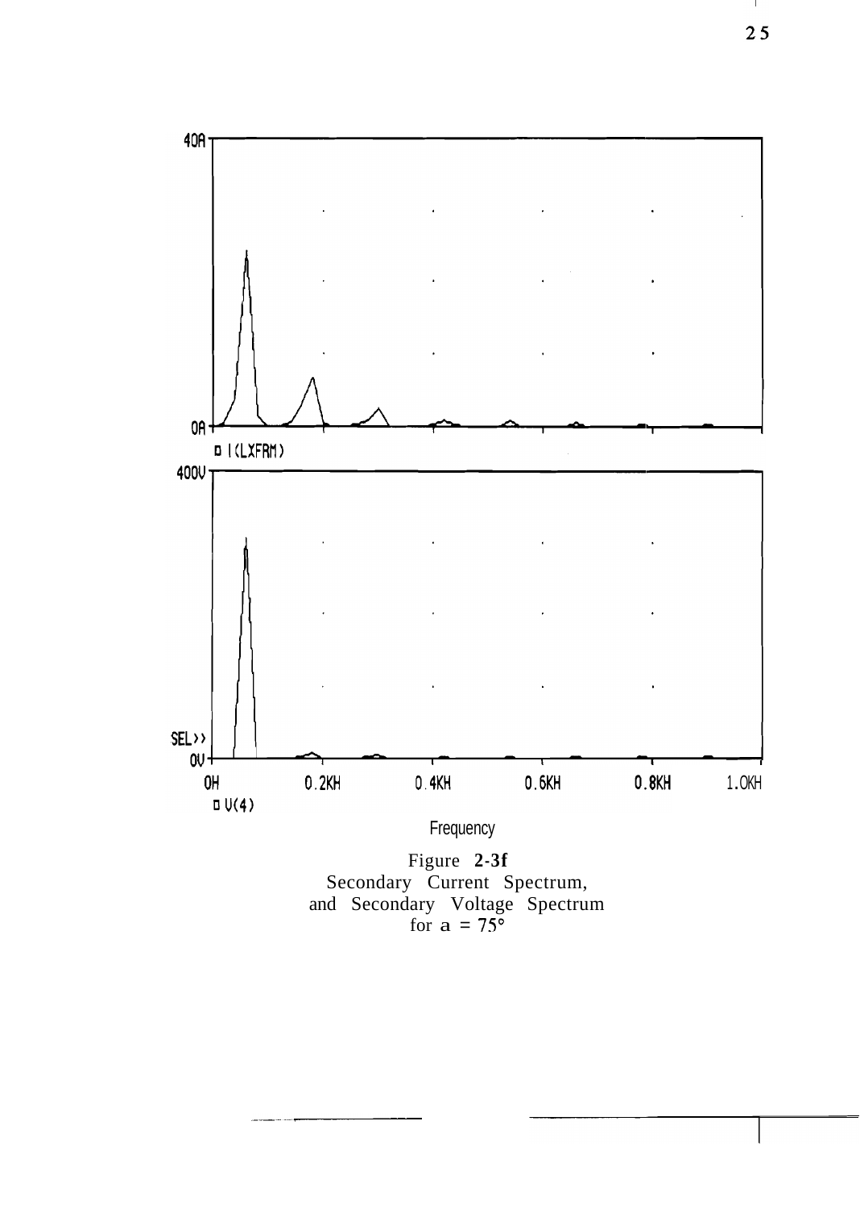Figure 2-3f
Secondary Current Spectrum,
and Secondary Voltage Spectrum
for $a = 75°$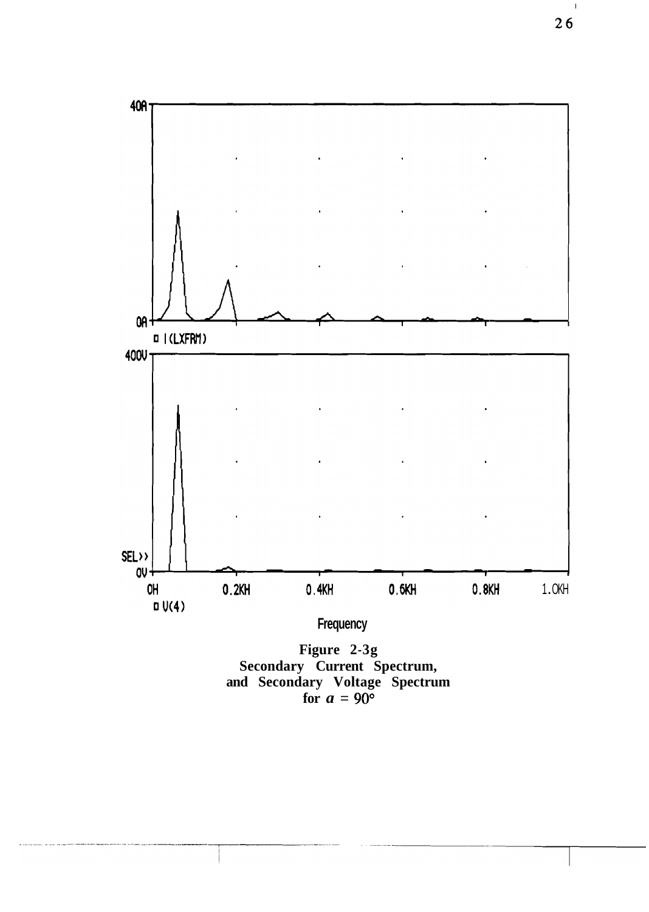**Figure 2-3g**
**Secondary Current Spectrum,**
**and Secondary Voltage Spectrum**
**for $a$ = 90°**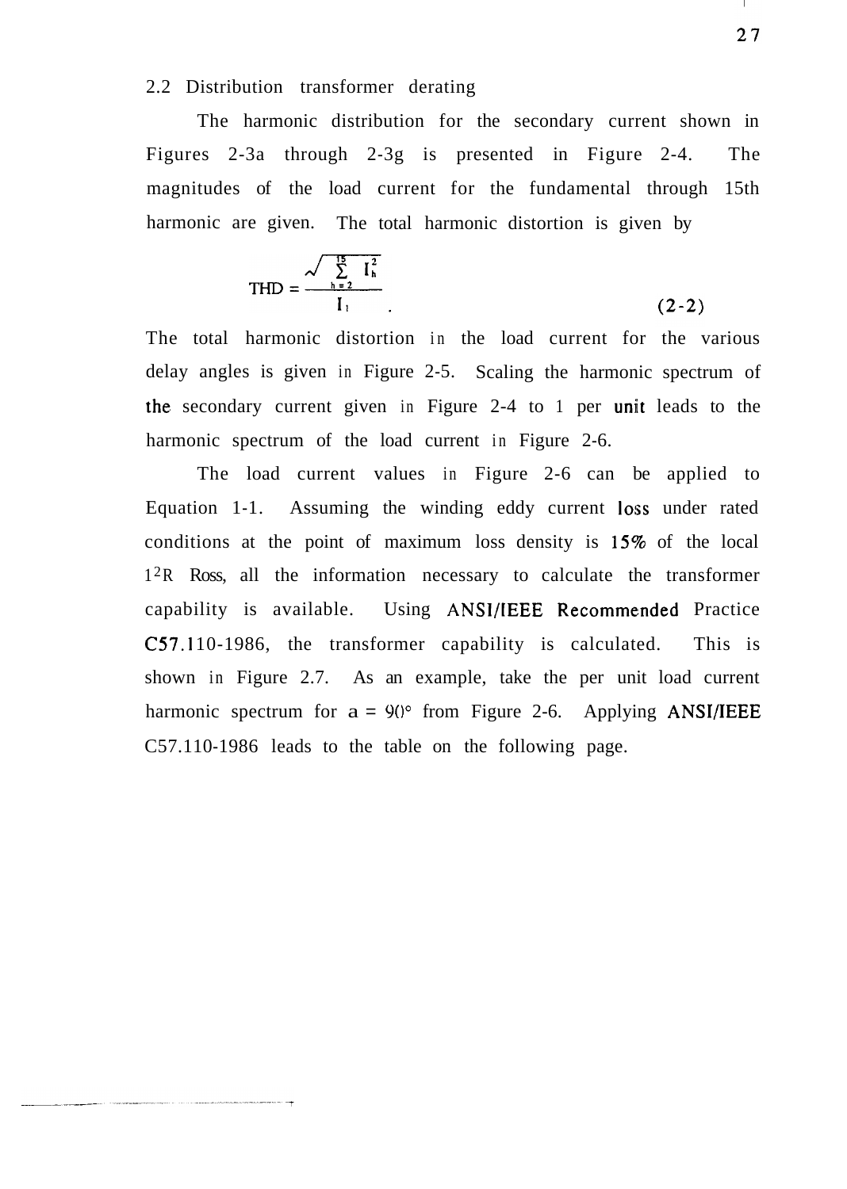## 2.2 Distribution transformer derating

The harmonic distribution for the secondary current shown in Figures 2-3a through 2-3g is presented in Figure 2-4. The magnitudes of the load current for the fundamental through 15th harmonic are given. The total harmonic distortion is given by

$$\mathrm{THD} = \frac{\sqrt{\sum_{h=2}^{15} I_h^2}}{I_1} \quad . \tag{2-2}$$

The total harmonic distortion in the load current for the various delay angles is given in Figure 2-5. Scaling the harmonic spectrum of the secondary current given in Figure 2-4 to 1 per unit leads to the harmonic spectrum of the load current in Figure 2-6.

The load current values in Figure 2-6 can be applied to Equation 1-1. Assuming the winding eddy current loss under rated conditions at the point of maximum loss density is 15% of the local $I^2R$ Ross, all the information necessary to calculate the transformer capability is available. Using ANSI/IEEE Recommended Practice C57.110-1986, the transformer capability is calculated. This is shown in Figure 2.7. As an example, take the per unit load current harmonic spectrum for $a = 90°$ from Figure 2-6. Applying ANSI/IEEE C57.110-1986 leads to the table on the following page.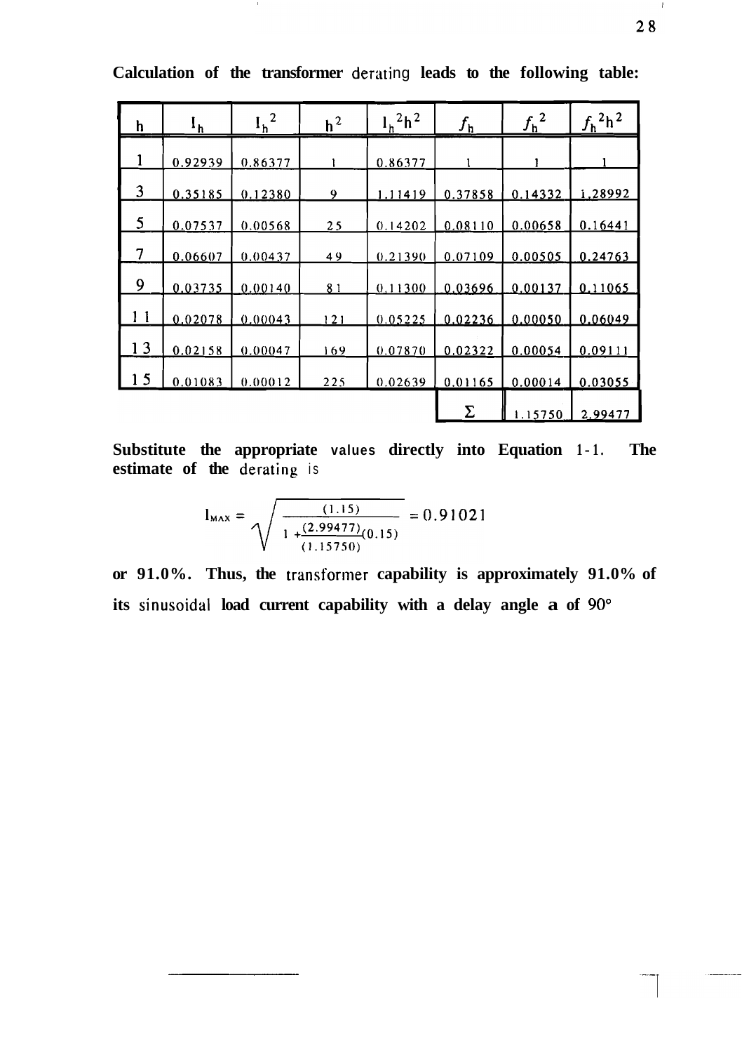**Calculation of the transformer** derating **leads to the following table:**

| h | $I_h$ | $I_h^2$ | $h^2$ | $I_h^2h^2$ | $f_h$ | $f_h^2$ | $f_h^2h^2$ |
|---|---|---|---|---|---|---|---|
| 1 | 0.92939 | 0.86377 | 1 | 0.86377 | 1 | 1 | 1 |
| 3 | 0.35185 | 0.12380 | 9 | 1.11419 | 0.37858 | 0.14332 | 1.28992 |
| 5 | 0.07537 | 0.00568 | 25 | 0.14202 | 0.08110 | 0.00658 | 0.16441 |
| 7 | 0.06607 | 0.00437 | 49 | 0.21390 | 0.07109 | 0.00505 | 0.24763 |
| 9 | 0.03735 | 0.00140 | 81 | 0.11300 | 0.03696 | 0.00137 | 0.11065 |
| 11 | 0.02078 | 0.00043 | 121 | 0.05225 | 0.02236 | 0.00050 | 0.06049 |
| 13 | 0.02158 | 0.00047 | 169 | 0.07870 | 0.02322 | 0.00054 | 0.09111 |
| 15 | 0.01083 | 0.00012 | 225 | 0.02639 | 0.01165 | 0.00014 | 0.03055 |
| | | | | | Σ | 1.15750 | 2.99477 |

**Substitute the appropriate** values **directly into Equation** 1-1. **The estimate of the** derating is

$$I_{MAX} = \sqrt{\frac{(1.15)}{1 + \frac{(2.99477)}{(1.15750)}(0.15)}} = 0.91021$$

**or 91.0%. Thus, the** transformer **capability is approximately 91.0% of its** sinusoidal **load current capability with a delay angle a of** 90°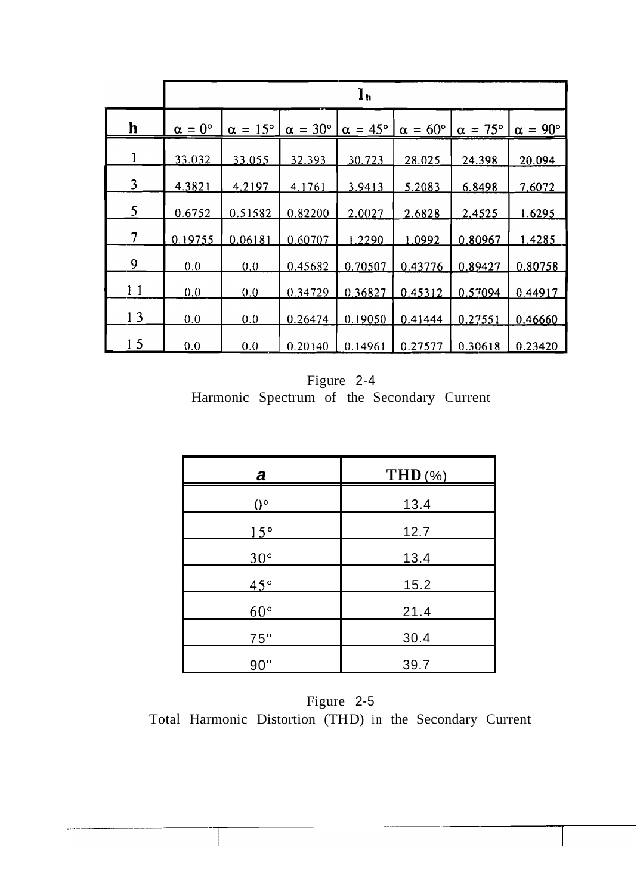| | $I_h$ | | | | | | |
|---|---|---|---|---|---|---|---|
| h | $\alpha = 0°$ | $\alpha = 15°$ | $\alpha = 30°$ | $\alpha = 45°$ | $\alpha = 60°$ | $\alpha = 75°$ | $\alpha = 90°$ |
| 1 | 33.032 | 33.055 | 32.393 | 30.723 | 28.025 | 24.398 | 20.094 |
| 3 | 4.3821 | 4.2197 | 4.1761 | 3.9413 | 5.2083 | 6.8498 | 7.6072 |
| 5 | 0.6752 | 0.51582 | 0.82200 | 2.0027 | 2.6828 | 2.4525 | 1.6295 |
| 7 | 0.19755 | 0.06181 | 0.60707 | 1.2290 | 1.0992 | 0.80967 | 1.4285 |
| 9 | 0.0 | 0.0 | 0.45682 | 0.70507 | 0.43776 | 0.89427 | 0.80758 |
| 11 | 0.0 | 0.0 | 0.34729 | 0.36827 | 0.45312 | 0.57094 | 0.44917 |
| 13 | 0.0 | 0.0 | 0.26474 | 0.19050 | 0.41444 | 0.27551 | 0.46660 |
| 15 | 0.0 | 0.0 | 0.20140 | 0.14961 | 0.27577 | 0.30618 | 0.23420 |

Figure 2-4
Harmonic Spectrum of the Secondary Current

| *a* | **THD** (%) |
|---|---|
| 0° | 13.4 |
| 15° | 12.7 |
| 30° | 13.4 |
| 45° | 15.2 |
| 60° | 21.4 |
| 75° | 30.4 |
| 90° | 39.7 |

Figure 2-5
Total Harmonic Distortion (THD) in the Secondary Current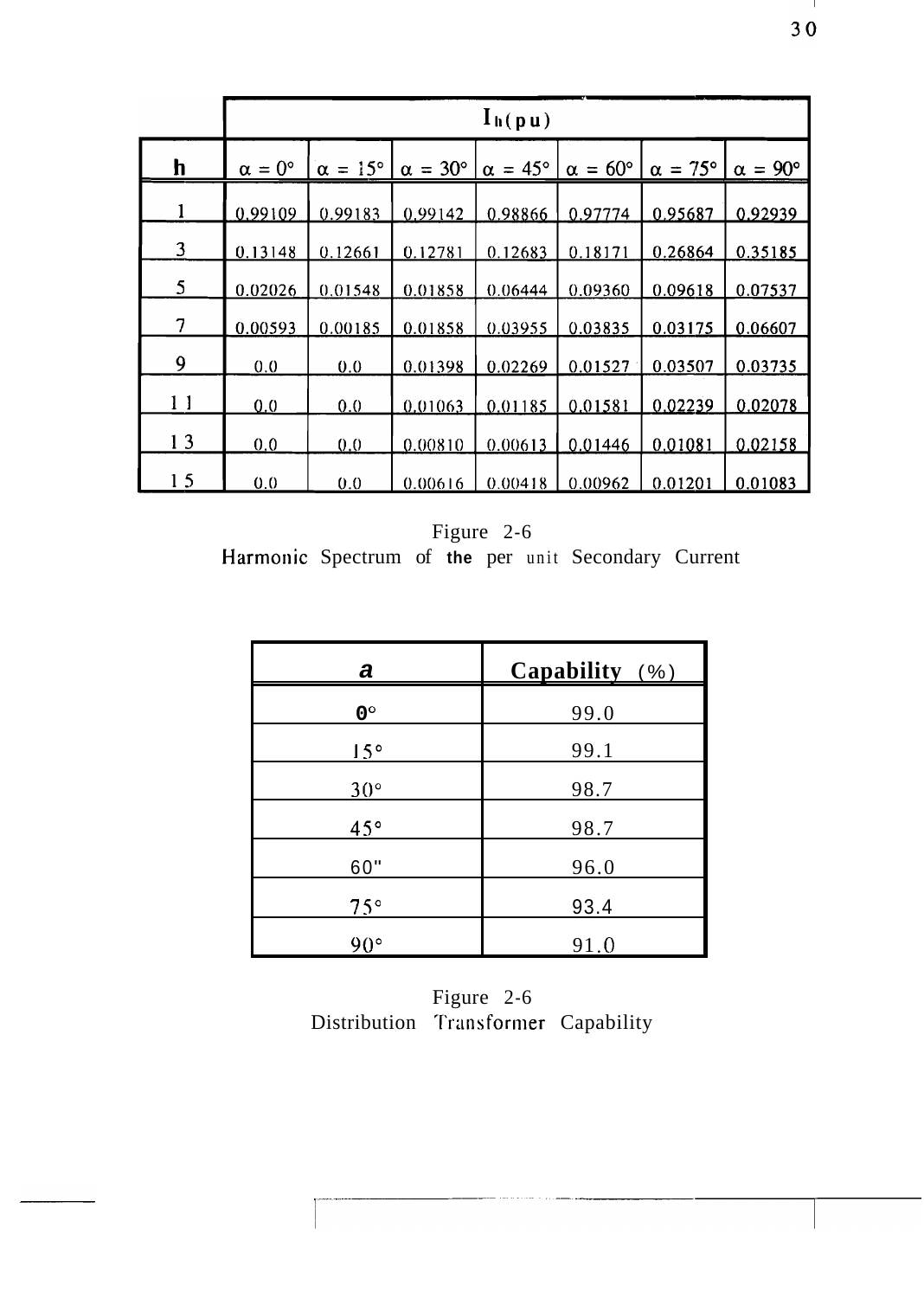| | $I_{h(pu)}$ | | | | | | |
|---|---|---|---|---|---|---|---|
| h | $\alpha = 0°$ | $\alpha = 15°$ | $\alpha = 30°$ | $\alpha = 45°$ | $\alpha = 60°$ | $\alpha = 75°$ | $\alpha = 90°$ |
| 1 | 0.99109 | 0.99183 | 0.99142 | 0.98866 | 0.97774 | 0.95687 | 0.92939 |
| 3 | 0.13148 | 0.12661 | 0.12781 | 0.12683 | 0.18171 | 0.26864 | 0.35185 |
| 5 | 0.02026 | 0.01548 | 0.01858 | 0.06444 | 0.09360 | 0.09618 | 0.07537 |
| 7 | 0.00593 | 0.00185 | 0.01858 | 0.03955 | 0.03835 | 0.03175 | 0.06607 |
| 9 | 0.0 | 0.0 | 0.01398 | 0.02269 | 0.01527 | 0.03507 | 0.03735 |
| 11 | 0.0 | 0.0 | 0.01063 | 0.01185 | 0.01581 | 0.02239 | 0.02078 |
| 13 | 0.0 | 0.0 | 0.00810 | 0.00613 | 0.01446 | 0.01081 | 0.02158 |
| 15 | 0.0 | 0.0 | 0.00616 | 0.00418 | 0.00962 | 0.01201 | 0.01083 |

Figure 2-6
Harmonic Spectrum of the per unit Secondary Current

| a | Capability (%) |
|---|---|
| 0° | 99.0 |
| 15° | 99.1 |
| 30° | 98.7 |
| 45° | 98.7 |
| 60" | 96.0 |
| 75° | 93.4 |
| 90° | 91.0 |

Figure 2-6
Distribution Transformer Capability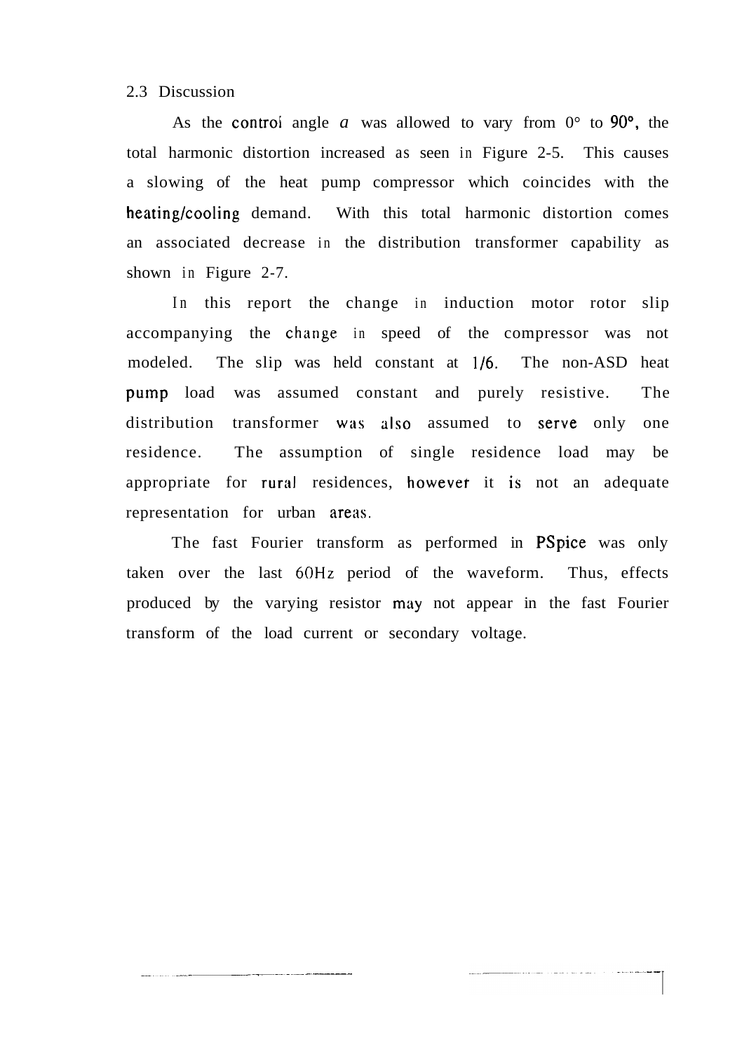## 2.3 Discussion

As the control angle $\alpha$ was allowed to vary from 0° to 90°, the total harmonic distortion increased as seen in Figure 2-5. This causes a slowing of the heat pump compressor which coincides with the heating/cooling demand. With this total harmonic distortion comes an associated decrease in the distribution transformer capability as shown in Figure 2-7.

In this report the change in induction motor rotor slip accompanying the change in speed of the compressor was not modeled. The slip was held constant at 1/6. The non-ASD heat pump load was assumed constant and purely resistive. The distribution transformer was also assumed to serve only one residence. The assumption of single residence load may be appropriate for rural residences, however it is not an adequate representation for urban areas.

The fast Fourier transform as performed in PSpice was only taken over the last 60Hz period of the waveform. Thus, effects produced by the varying resistor may not appear in the fast Fourier transform of the load current or secondary voltage.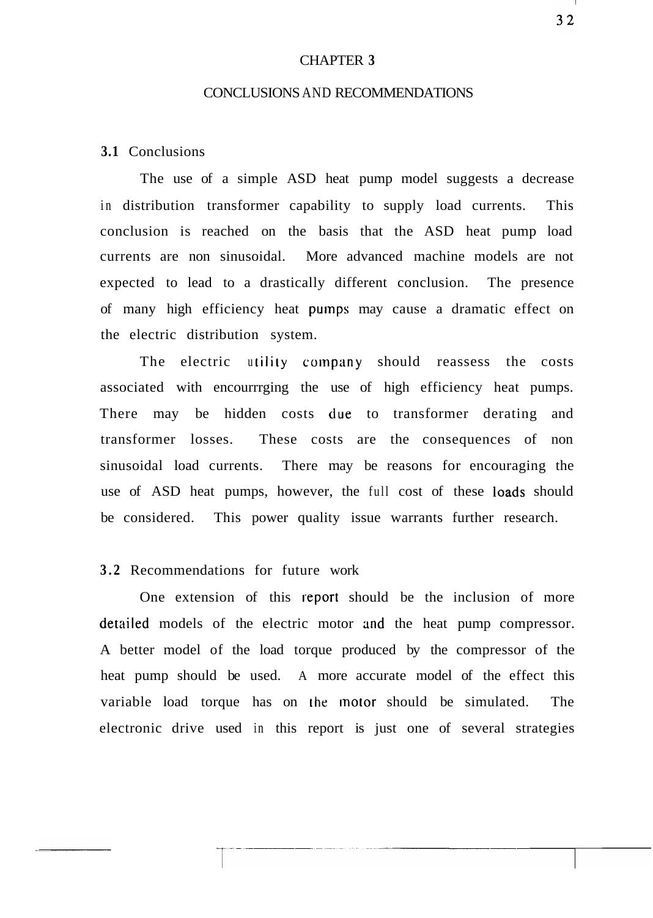# CHAPTER 3

## CONCLUSIONS AND RECOMMENDATIONS

### 3.1 Conclusions

The use of a simple ASD heat pump model suggests a decrease in distribution transformer capability to supply load currents. This conclusion is reached on the basis that the ASD heat pump load currents are non sinusoidal. More advanced machine models are not expected to lead to a drastically different conclusion. The presence of many high efficiency heat pumps may cause a dramatic effect on the electric distribution system.

The electric utility company should reassess the costs associated with encourrrging the use of high efficiency heat pumps. There may be hidden costs due to transformer derating and transformer losses. These costs are the consequences of non sinusoidal load currents. There may be reasons for encouraging the use of ASD heat pumps, however, the full cost of these loads should be considered. This power quality issue warrants further research.

### 3.2 Recommendations for future work

One extension of this report should be the inclusion of more detailed models of the electric motor and the heat pump compressor. A better model of the load torque produced by the compressor of the heat pump should be used. A more accurate model of the effect this variable load torque has on the motor should be simulated. The electronic drive used in this report is just one of several strategies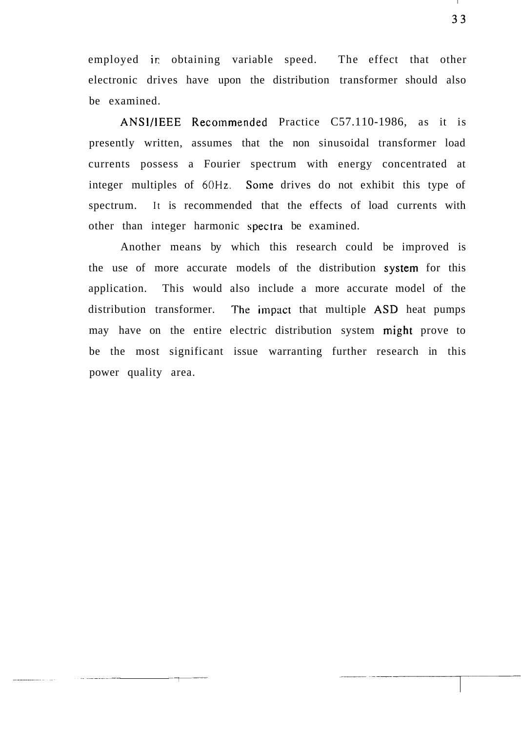employed in obtaining variable speed. The effect that other electronic drives have upon the distribution transformer should also be examined.

ANSI/IEEE Recommended Practice C57.110-1986, as it is presently written, assumes that the non sinusoidal transformer load currents possess a Fourier spectrum with energy concentrated at integer multiples of 60Hz. Some drives do not exhibit this type of spectrum. It is recommended that the effects of load currents with other than integer harmonic spectra be examined.

Another means by which this research could be improved is the use of more accurate models of the distribution system for this application. This would also include a more accurate model of the distribution transformer. The impact that multiple ASD heat pumps may have on the entire electric distribution system might prove to be the most significant issue warranting further research in this power quality area.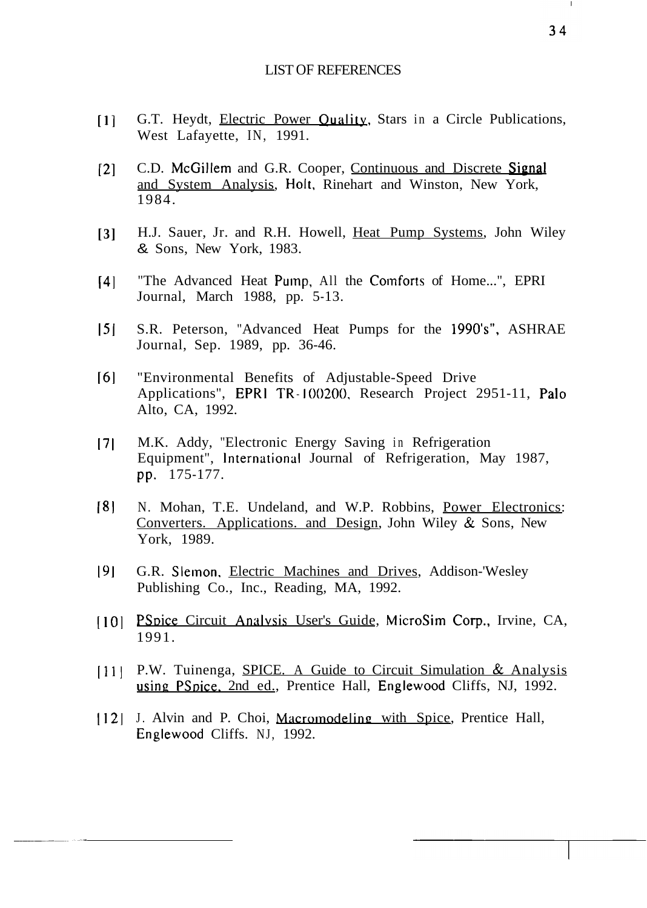## LIST OF REFERENCES

[1] G.T. Heydt, Electric Power Quality, Stars in a Circle Publications, West Lafayette, IN, 1991.

[2] C.D. McGillem and G.R. Cooper, Continuous and Discrete Signal and System Analysis, Holt, Rinehart and Winston, New York, 1984.

[3] H.J. Sauer, Jr. and R.H. Howell, Heat Pump Systems, John Wiley & Sons, New York, 1983.

[4] "The Advanced Heat Pump, All the Comforts of Home...", EPRI Journal, March 1988, pp. 5-13.

[5] S.R. Peterson, "Advanced Heat Pumps for the 1990's", ASHRAE Journal, Sep. 1989, pp. 36-46.

[6] "Environmental Benefits of Adjustable-Speed Drive Applications", EPRI TR-100200, Research Project 2951-11, Palo Alto, CA, 1992.

[7] M.K. Addy, "Electronic Energy Saving in Refrigeration Equipment", International Journal of Refrigeration, May 1987, pp. 175-177.

[8] N. Mohan, T.E. Undeland, and W.P. Robbins, Power Electronics: Converters. Applications. and Design, John Wiley & Sons, New York, 1989.

[9] G.R. Slemon, Electric Machines and Drives, Addison-'Wesley Publishing Co., Inc., Reading, MA, 1992.

[10] PSpice Circuit Analysis User's Guide, MicroSim Corp., Irvine, CA, 1991.

[11] P.W. Tuinenga, SPICE. A Guide to Circuit Simulation & Analysis using PSpice. 2nd ed., Prentice Hall, Englewood Cliffs, NJ, 1992.

[12] J. Alvin and P. Choi, Macromodeling with Spice, Prentice Hall, Englewood Cliffs. NJ, 1992.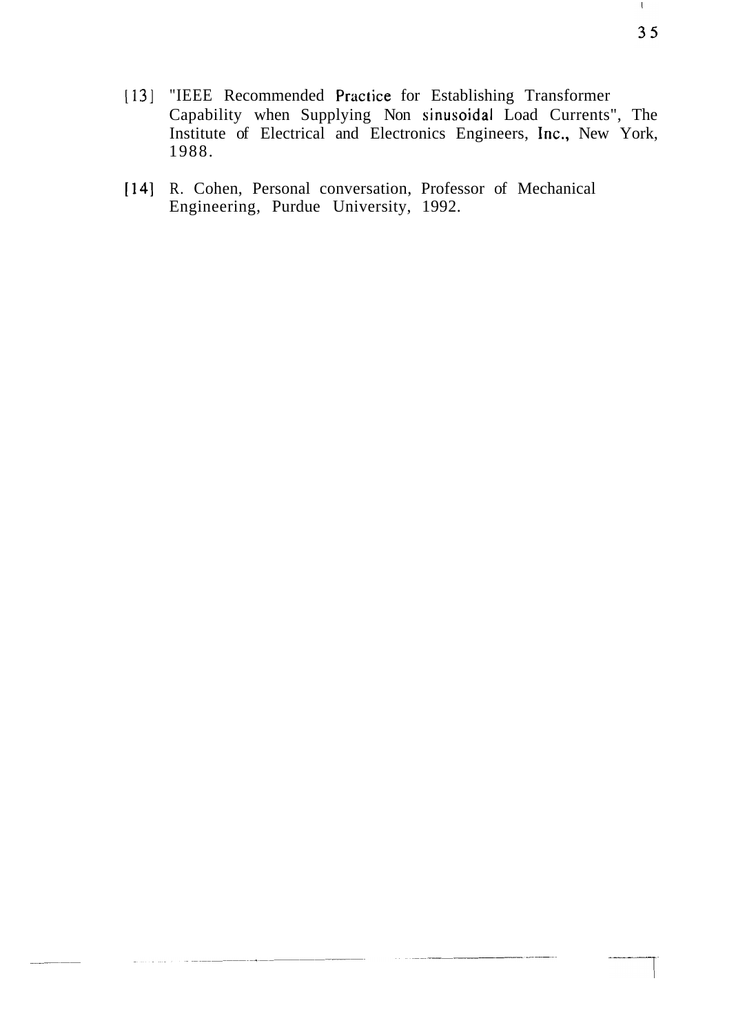[13] "IEEE Recommended Practice for Establishing Transformer Capability when Supplying Non sinusoidal Load Currents", The Institute of Electrical and Electronics Engineers, Inc., New York, 1988.

[14] R. Cohen, Personal conversation, Professor of Mechanical Engineering, Purdue University, 1992.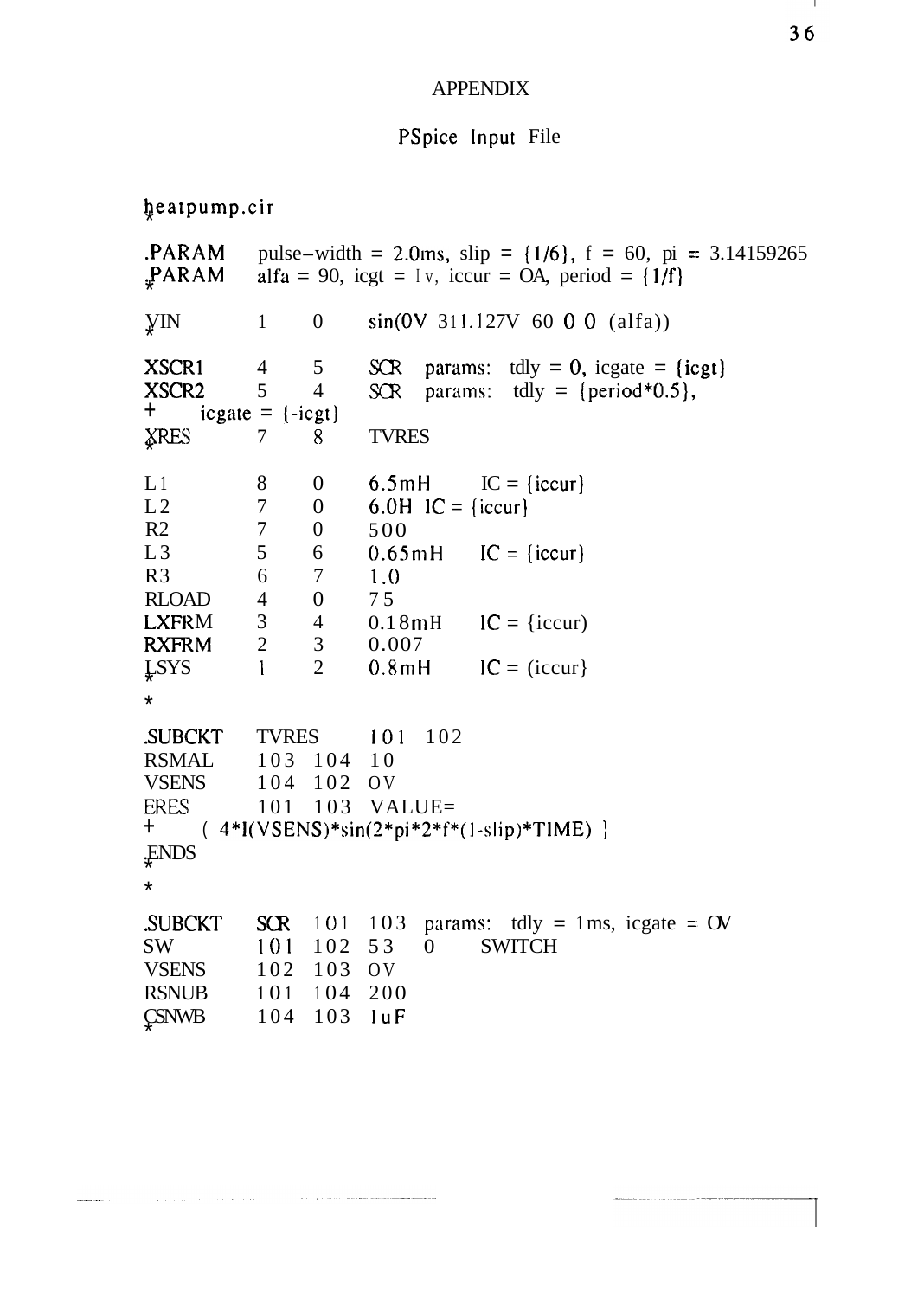# APPENDIX

## PSpice Input File

```
heatpump.cir
*
.PARAM    pulse-width = 2.0ms, slip = {1/6}, f = 60, pi = 3.14159265
.PARAM    alfa = 90, icgt = 1v, iccur = 0A, period = {1/f}
*
VIN       1    0    sin(0V 311.127V 60 0 0 (alfa))
*
XSCR1     4    5    SCR  params:  tdly = 0, icgate = {icgt}
XSCR2     5    4    SCR  params:  tdly = {period*0.5},
+    icgate = {-icgt}
XRES      7    8    TVRES
*
L1        8    0    6.5mH      IC = {iccur}
L2        7    0    6.0H  IC = {iccur}
R2        7    0    500
L3        5    6    0.65mH     IC = {iccur}
R3        6    7    1.0
RLOAD     4    0    75
LXFRM     3    4    0.18mH     IC = {iccur)
RXFRM     2    3    0.007
LSYS      1    2    0.8mH      IC = (iccur}
*
*
.SUBCKT   TVRES     101  102
RSMAL     103  104  10
VSENS     104  102  0V
ERES      101  103  VALUE=
+    ( 4*I(VSENS)*sin(2*pi*2*f*(1-slip)*TIME) }
.ENDS
*
*
.SUBCKT   SCR  101  103  params:  tdly = 1ms, icgate = 0V
SW        101  102  53   0    SWITCH
VSENS     102  103  0V
RSNUB     101  104  200
CSNWB     104  103  1uF
*
```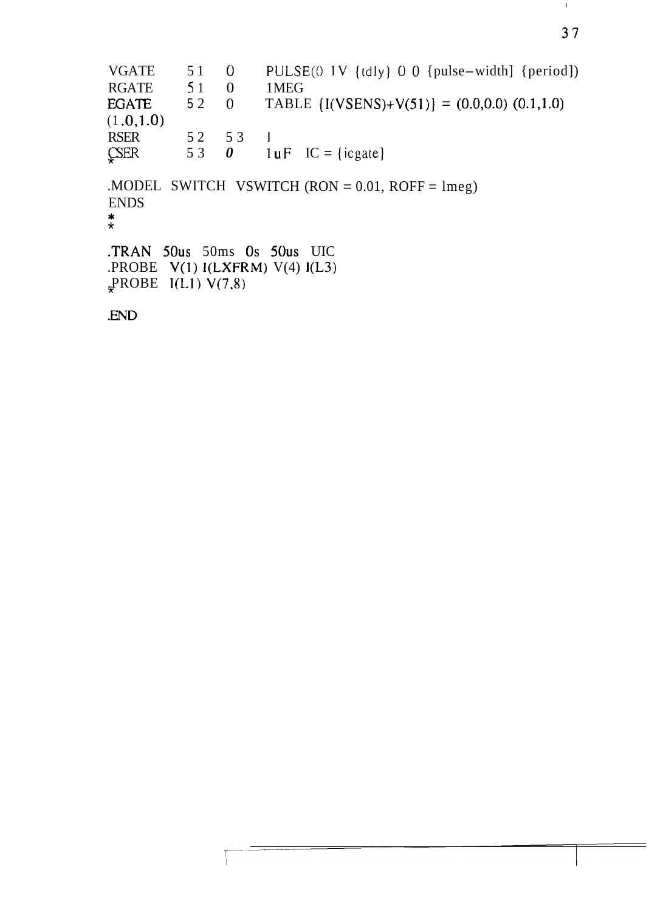```
VGATE    51   0    PULSE(0 1V {tdly} 0 0 {pulse-width] {period])
RGATE    51   0    1MEG
EGATE    52   0    TABLE {I(VSENS)+V(51)} = (0.0,0.0) (0.1,1.0)
(1.0,1.0)
RSER     52   53   1
CSER     53   0    1uF  IC = {icgate}
*
.MODEL  SWITCH  VSWITCH (RON = 0.01, ROFF = lmeg)
ENDS
*
*
.TRAN  50us  50ms  0s  50us  UIC
.PROBE   V(1) I(LXFRM) V(4) I(L3)
*PROBE   I(L1) V(7,8)
*
.END
```